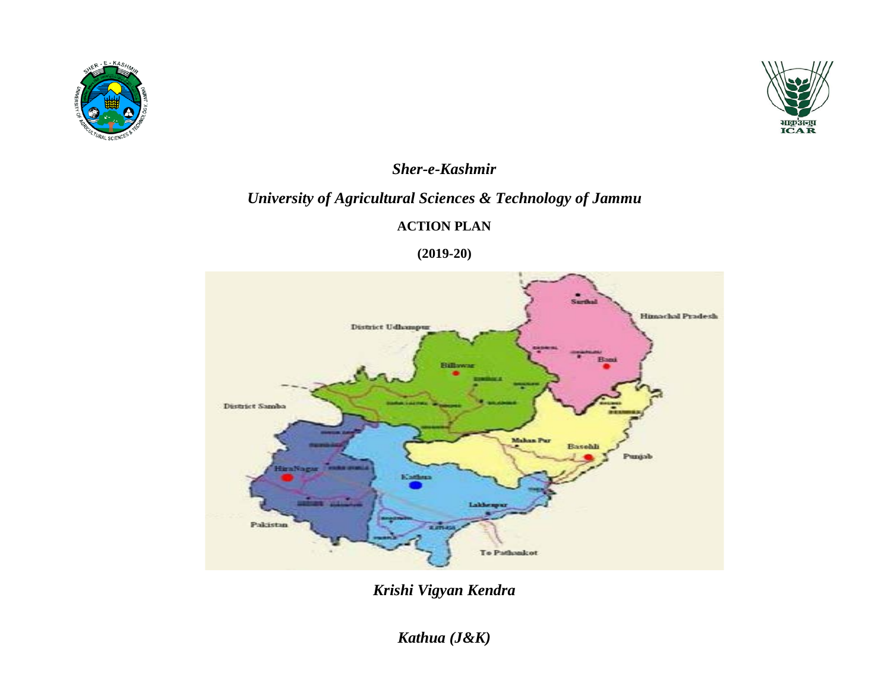*Sher-e-Kashmir*

*University of Agricultural Sciences & Technology of Jammu*

**ACTION PLAN**

**(2019-20)**

*Krishi Vigyan Kendra*

*Kathua (J&K)*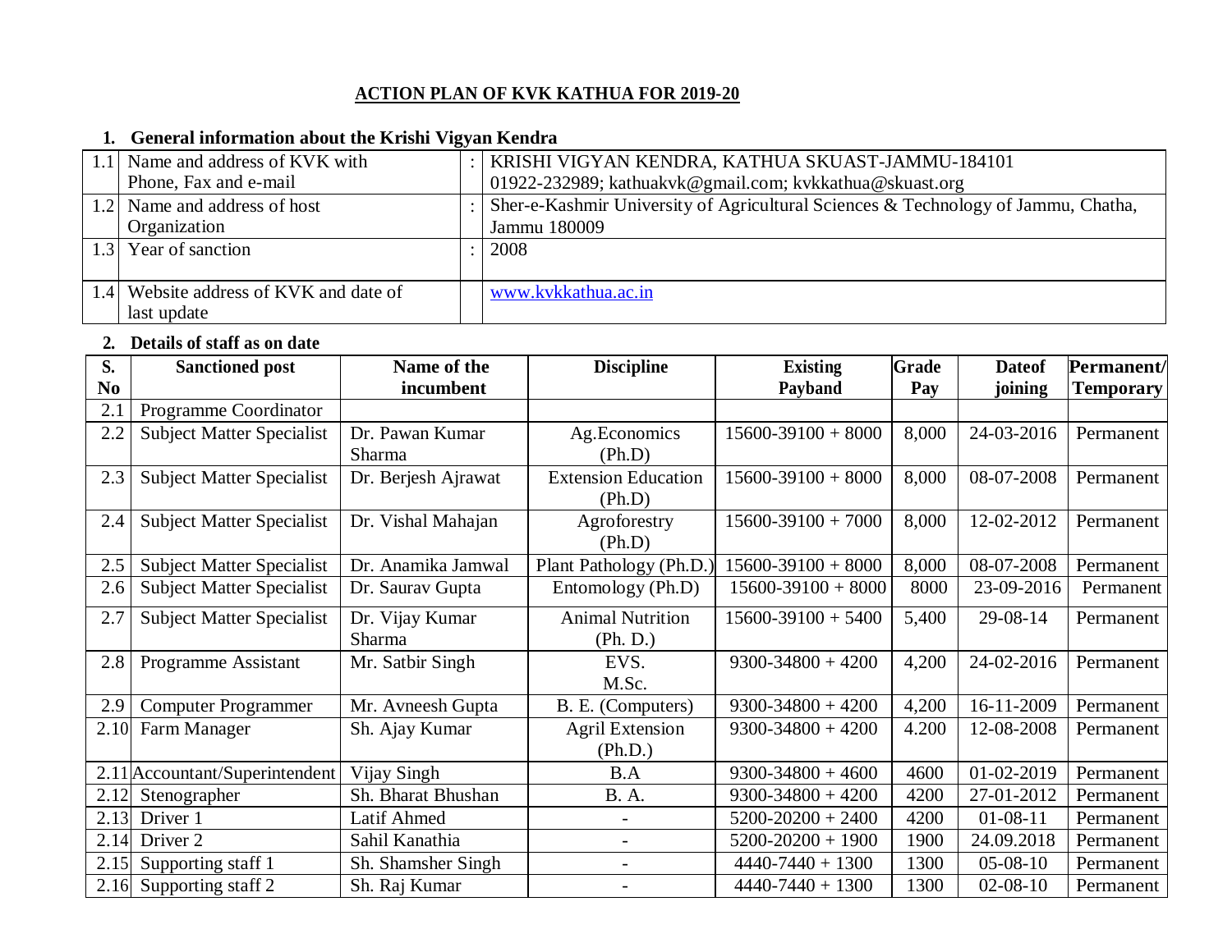## ACTION PLAN OF KVK KATHUA FOR 2019-20

### 1. General information about the Krishi Vigyan Kendra

| | | | |
|---|---|---|---|
| 1.1 | Name and address of KVK with Phone, Fax and e-mail | : | KRISHI VIGYAN KENDRA, KATHUA SKUAST-JAMMU-184101 01922-232989; kathuakvk@gmail.com; kvkkathua@skuast.org |
| 1.2 | Name and address of host Organization | : | Sher-e-Kashmir University of Agricultural Sciences & Technology of Jammu, Chatha, Jammu 180009 |
| 1.3 | Year of sanction | : | 2008 |
| 1.4 | Website address of KVK and date of last update | | www.kvkkathua.ac.in |

### 2. Details of staff as on date

| S. No | Sanctioned post | Name of the incumbent | Discipline | Existing Payband | Grade Pay | Dateof joining | Permanent/ Temporary |
|---|---|---|---|---|---|---|---|
| 2.1 | Programme Coordinator | | | | | | |
| 2.2 | Subject Matter Specialist | Dr. Pawan Kumar Sharma | Ag.Economics (Ph.D) | 15600-39100 + 8000 | 8,000 | 24-03-2016 | Permanent |
| 2.3 | Subject Matter Specialist | Dr. Berjesh Ajrawat | Extension Education (Ph.D) | 15600-39100 + 8000 | 8,000 | 08-07-2008 | Permanent |
| 2.4 | Subject Matter Specialist | Dr. Vishal Mahajan | Agroforestry (Ph.D) | 15600-39100 + 7000 | 8,000 | 12-02-2012 | Permanent |
| 2.5 | Subject Matter Specialist | Dr. Anamika Jamwal | Plant Pathology (Ph.D.) | 15600-39100 + 8000 | 8,000 | 08-07-2008 | Permanent |
| 2.6 | Subject Matter Specialist | Dr. Saurav Gupta | Entomology (Ph.D) | 15600-39100 + 8000 | 8000 | 23-09-2016 | Permanent |
| 2.7 | Subject Matter Specialist | Dr. Vijay Kumar Sharma | Animal Nutrition (Ph. D.) | 15600-39100 + 5400 | 5,400 | 29-08-14 | Permanent |
| 2.8 | Programme Assistant | Mr. Satbir Singh | EVS. M.Sc. | 9300-34800 + 4200 | 4,200 | 24-02-2016 | Permanent |
| 2.9 | Computer Programmer | Mr. Avneesh Gupta | B. E. (Computers) | 9300-34800 + 4200 | 4,200 | 16-11-2009 | Permanent |
| 2.10 | Farm Manager | Sh. Ajay Kumar | Agril Extension (Ph.D.) | 9300-34800 + 4200 | 4.200 | 12-08-2008 | Permanent |
| 2.11 | Accountant/Superintendent | Vijay Singh | B.A | 9300-34800 + 4600 | 4600 | 01-02-2019 | Permanent |
| 2.12 | Stenographer | Sh. Bharat Bhushan | B. A. | 9300-34800 + 4200 | 4200 | 27-01-2012 | Permanent |
| 2.13 | Driver 1 | Latif Ahmed | - | 5200-20200 + 2400 | 4200 | 01-08-11 | Permanent |
| 2.14 | Driver 2 | Sahil Kanathia | - | 5200-20200 + 1900 | 1900 | 24.09.2018 | Permanent |
| 2.15 | Supporting staff 1 | Sh. Shamsher Singh | - | 4440-7440 + 1300 | 1300 | 05-08-10 | Permanent |
| 2.16 | Supporting staff 2 | Sh. Raj Kumar | - | 4440-7440 + 1300 | 1300 | 02-08-10 | Permanent |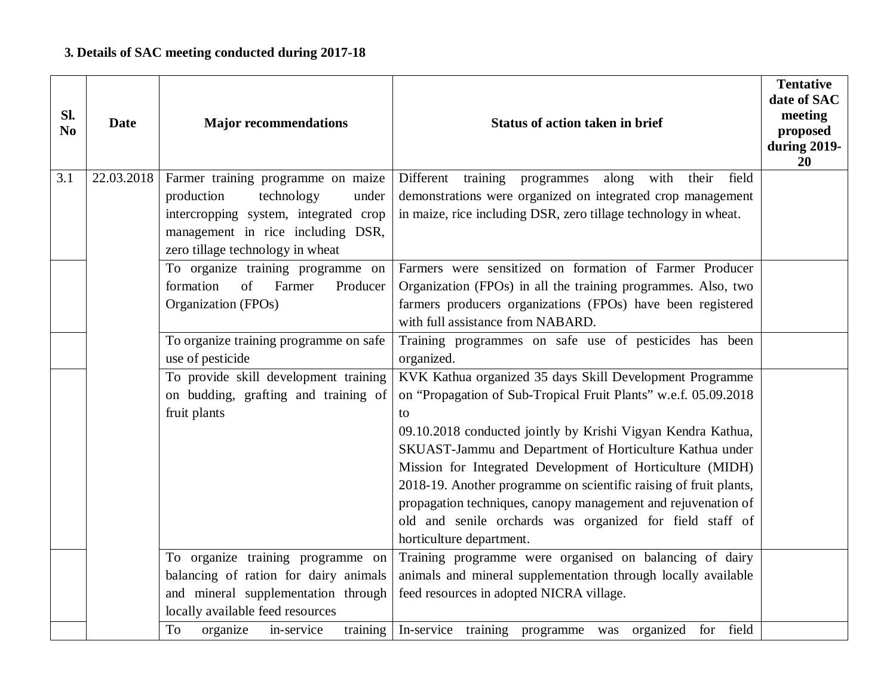**3. Details of SAC meeting conducted during 2017-18**

| Sl. No | Date | Major recommendations | Status of action taken in brief | Tentative date of SAC meeting proposed during 2019-20 |
|---|---|---|---|---|
| 3.1 | 22.03.2018 | Farmer training programme on maize production technology under intercropping system, integrated crop management in rice including DSR, zero tillage technology in wheat | Different training programmes along with their field demonstrations were organized on integrated crop management in maize, rice including DSR, zero tillage technology in wheat. | |
| | | To organize training programme on formation of Farmer Producer Organization (FPOs) | Farmers were sensitized on formation of Farmer Producer Organization (FPOs) in all the training programmes. Also, two farmers producers organizations (FPOs) have been registered with full assistance from NABARD. | |
| | | To organize training programme on safe use of pesticide | Training programmes on safe use of pesticides has been organized. | |
| | | To provide skill development training on budding, grafting and training of fruit plants | KVK Kathua organized 35 days Skill Development Programme on "Propagation of Sub-Tropical Fruit Plants" w.e.f. 05.09.2018 to 09.10.2018 conducted jointly by Krishi Vigyan Kendra Kathua, SKUAST-Jammu and Department of Horticulture Kathua under Mission for Integrated Development of Horticulture (MIDH) 2018-19. Another programme on scientific raising of fruit plants, propagation techniques, canopy management and rejuvenation of old and senile orchards was organized for field staff of horticulture department. | |
| | | To organize training programme on balancing of ration for dairy animals and mineral supplementation through locally available feed resources | Training programme were organised on balancing of dairy animals and mineral supplementation through locally available feed resources in adopted NICRA village. | |
| | | To organize in-service training | In-service training programme was organized for field | |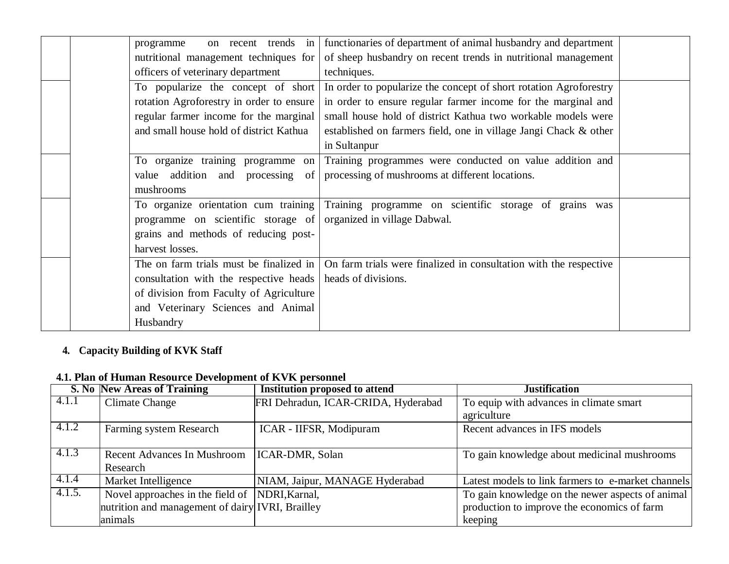| | | | | |
|---|---|---|---|---|
| | | programme on recent trends in nutritional management techniques for officers of veterinary department | functionaries of department of animal husbandry and department of sheep husbandry on recent trends in nutritional management techniques. | |
| | | To popularize the concept of short rotation Agroforestry in order to ensure regular farmer income for the marginal and small house hold of district Kathua | In order to popularize the concept of short rotation Agroforestry in order to ensure regular farmer income for the marginal and small house hold of district Kathua two workable models were established on farmers field, one in village Jangi Chack & other in Sultanpur | |
| | | To organize training programme on value addition and processing of mushrooms | Training programmes were conducted on value addition and processing of mushrooms at different locations. | |
| | | To organize orientation cum training programme on scientific storage of grains and methods of reducing post-harvest losses. | Training programme on scientific storage of grains was organized in village Dabwal. | |
| | | The on farm trials must be finalized in consultation with the respective heads of division from Faculty of Agriculture and Veterinary Sciences and Animal Husbandry | On farm trials were finalized in consultation with the respective heads of divisions. | |

**4. Capacity Building of KVK Staff**

**4.1. Plan of Human Resource Development of KVK personnel**

| S. No | New Areas of Training | Institution proposed to attend | Justification |
|---|---|---|---|
| 4.1.1 | Climate Change | FRI Dehradun, ICAR-CRIDA, Hyderabad | To equip with advances in climate smart agriculture |
| 4.1.2 | Farming system Research | ICAR - IIFSR, Modipuram | Recent advances in IFS models |
| 4.1.3 | Recent Advances In Mushroom Research | ICAR-DMR, Solan | To gain knowledge about medicinal mushrooms |
| 4.1.4 | Market Intelligence | NIAM, Jaipur, MANAGE Hyderabad | Latest models to link farmers to e-market channels |
| 4.1.5. | Novel approaches in the field of nutrition and management of dairy animals | NDRI,Karnal, IVRI, Brailley | To gain knowledge on the newer aspects of animal production to improve the economics of farm keeping |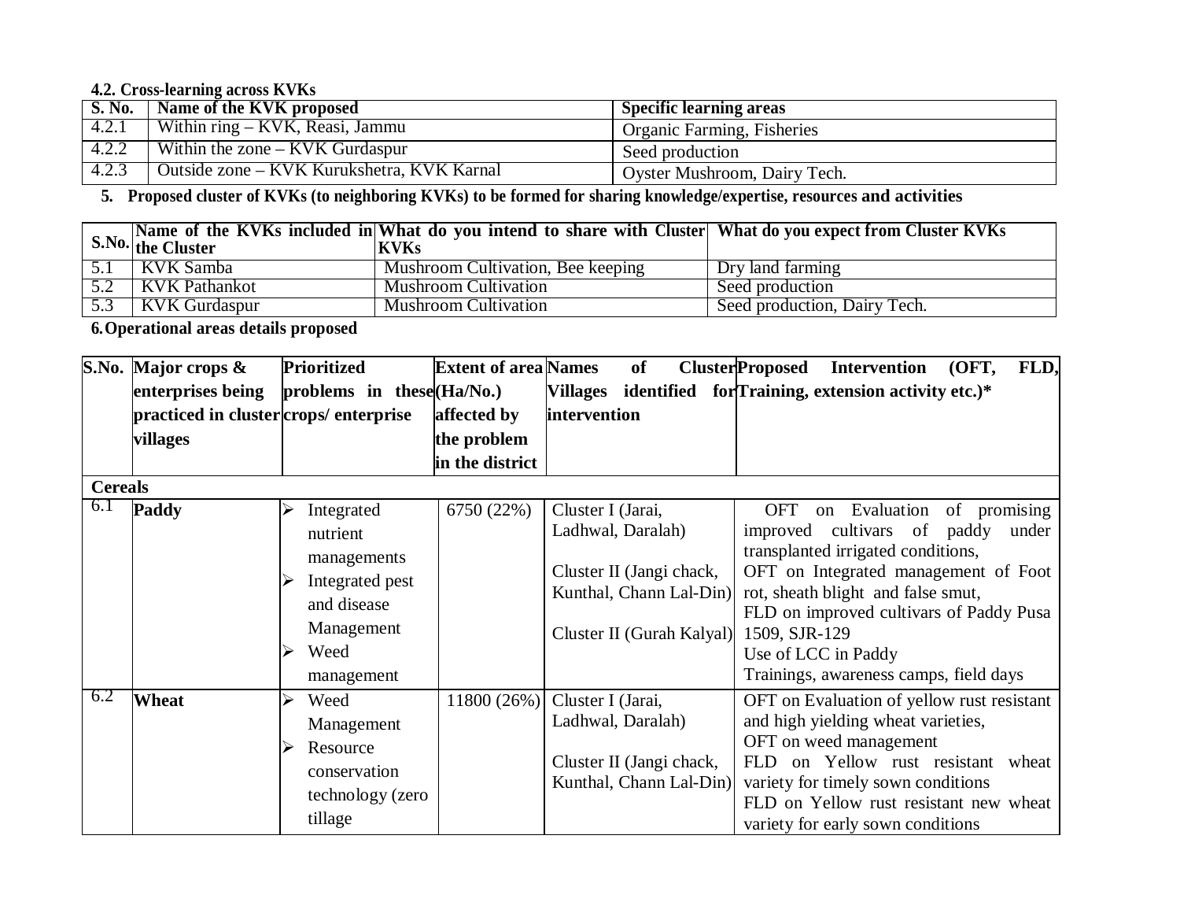**4.2. Cross-learning across KVKs**

| S. No. | Name of the KVK proposed | Specific learning areas |
|---|---|---|
| 4.2.1 | Within ring – KVK, Reasi, Jammu | Organic Farming, Fisheries |
| 4.2.2 | Within the zone – KVK Gurdaspur | Seed production |
| 4.2.3 | Outside zone – KVK Kurukshetra, KVK Karnal | Oyster Mushroom, Dairy Tech. |

**5. Proposed cluster of KVKs (to neighboring KVKs) to be formed for sharing knowledge/expertise, resources and activities**

| S.No. | Name of the KVKs included in the Cluster | What do you intend to share with Cluster KVKs | What do you expect from Cluster KVKs |
|---|---|---|---|
| 5.1 | KVK Samba | Mushroom Cultivation, Bee keeping | Dry land farming |
| 5.2 | KVK Pathankot | Mushroom Cultivation | Seed production |
| 5.3 | KVK Gurdaspur | Mushroom Cultivation | Seed production, Dairy Tech. |

**6. Operational areas details proposed**

| S.No. | Major crops & enterprises being practiced in cluster villages | Prioritized problems in these crops/ enterprise | Extent of area (Ha/No.) affected by the problem in the district | Names of Cluster Villages identified for intervention | Proposed Intervention (OFT, FLD, Training, extension activity etc.)* |
|---|---|---|---|---|---|
| **Cereals** | | | | | |
| 6.1 | **Paddy** | ➢ Integrated nutrient managements<br>➢ Integrated pest and disease Management<br>➢ Weed management | 6750 (22%) | Cluster I (Jarai, Ladhwal, Daralah)<br><br>Cluster II (Jangi chack, Kunthal, Chann Lal-Din)<br><br>Cluster II (Gurah Kalyal) | OFT on Evaluation of promising improved cultivars of paddy under transplanted irrigated conditions,<br>OFT on Integrated management of Foot rot, sheath blight and false smut,<br>FLD on improved cultivars of Paddy Pusa 1509, SJR-129<br>Use of LCC in Paddy<br>Trainings, awareness camps, field days |
| 6.2 | **Wheat** | ➢ Weed Management<br>➢ Resource conservation technology (zero tillage | 11800 (26%) | Cluster I (Jarai, Ladhwal, Daralah)<br><br>Cluster II (Jangi chack, Kunthal, Chann Lal-Din) | OFT on Evaluation of yellow rust resistant and high yielding wheat varieties,<br>OFT on weed management<br>FLD on Yellow rust resistant wheat variety for timely sown conditions<br>FLD on Yellow rust resistant new wheat variety for early sown conditions |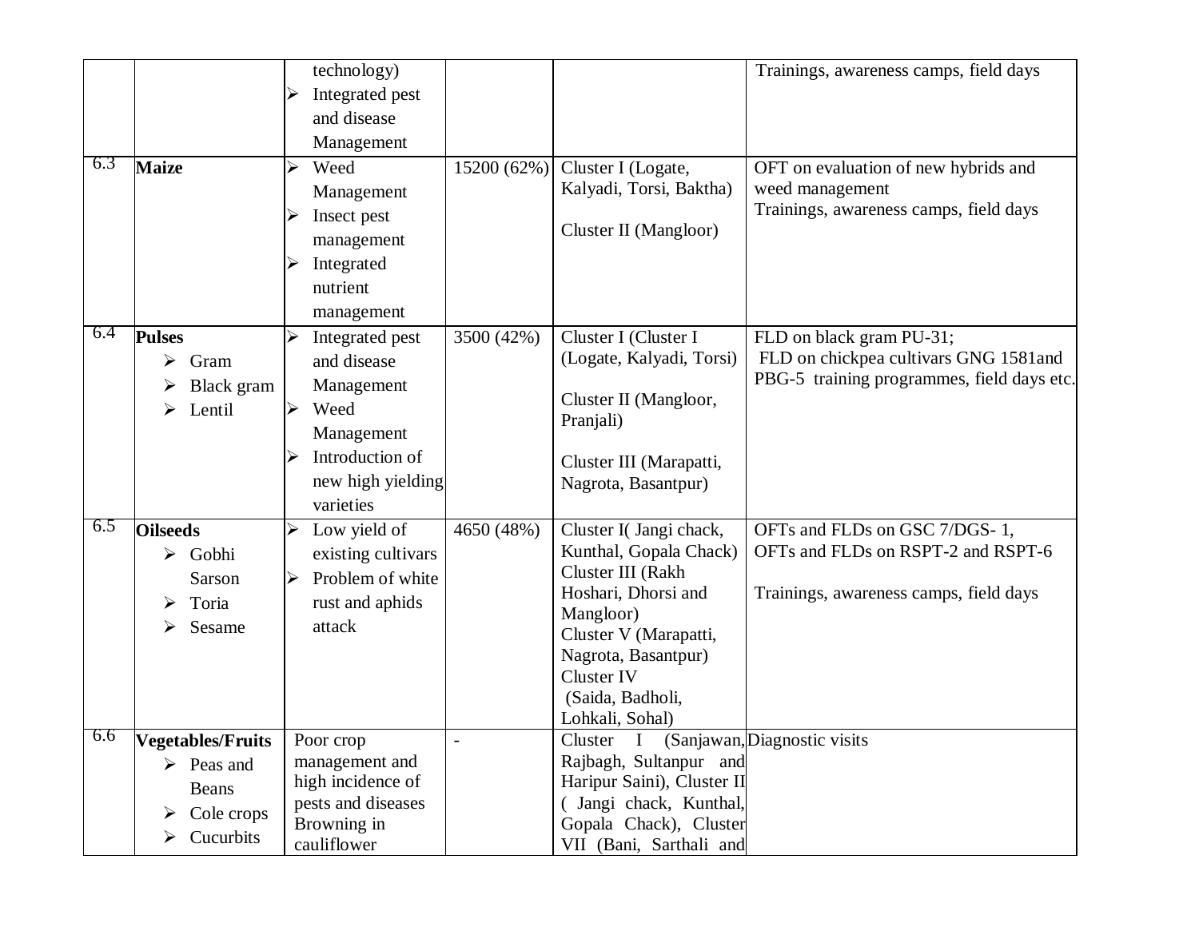| | | | | | |
|---|---|---|---|---|---|
| | | technology)<br>➢ Integrated pest and disease Management | | | Trainings, awareness camps, field days |
| 6.3 | **Maize** | ➢ Weed Management<br>➢ Insect pest management<br>➢ Integrated nutrient management | 15200 (62%) | Cluster I (Logate, Kalyadi, Torsi, Baktha)<br><br>Cluster II (Mangloor) | OFT on evaluation of new hybrids and weed management<br>Trainings, awareness camps, field days |
| 6.4 | **Pulses**<br>➢ Gram<br>➢ Black gram<br>➢ Lentil | ➢ Integrated pest and disease Management<br>➢ Weed Management<br>➢ Introduction of new high yielding varieties | 3500 (42%) | Cluster I (Cluster I (Logate, Kalyadi, Torsi)<br><br>Cluster II (Mangloor, Pranjali)<br><br>Cluster III (Marapatti, Nagrota, Basantpur) | FLD on black gram PU-31;<br>FLD on chickpea cultivars GNG 1581and PBG-5 training programmes, field days etc. |
| 6.5 | **Oilseeds**<br>➢ Gobhi Sarson<br>➢ Toria<br>➢ Sesame | ➢ Low yield of existing cultivars<br>➢ Problem of white rust and aphids attack | 4650 (48%) | Cluster I( Jangi chack, Kunthal, Gopala Chack)<br>Cluster III (Rakh Hoshari, Dhorsi and Mangloor)<br>Cluster V (Marapatti, Nagrota, Basantpur)<br>Cluster IV<br>(Saida, Badholi, Lohkali, Sohal) | OFTs and FLDs on GSC 7/DGS- 1,<br>OFTs and FLDs on RSPT-2 and RSPT-6<br><br>Trainings, awareness camps, field days |
| 6.6 | **Vegetables/Fruits**<br>➢ Peas and Beans<br>➢ Cole crops<br>➢ Cucurbits | Poor crop management and high incidence of pests and diseases Browning in cauliflower | - | Cluster I (Sanjawan, Rajbagh, Sultanpur and Haripur Saini), Cluster II ( Jangi chack, Kunthal, Gopala Chack), Cluster VII (Bani, Sarthali and | Diagnostic visits |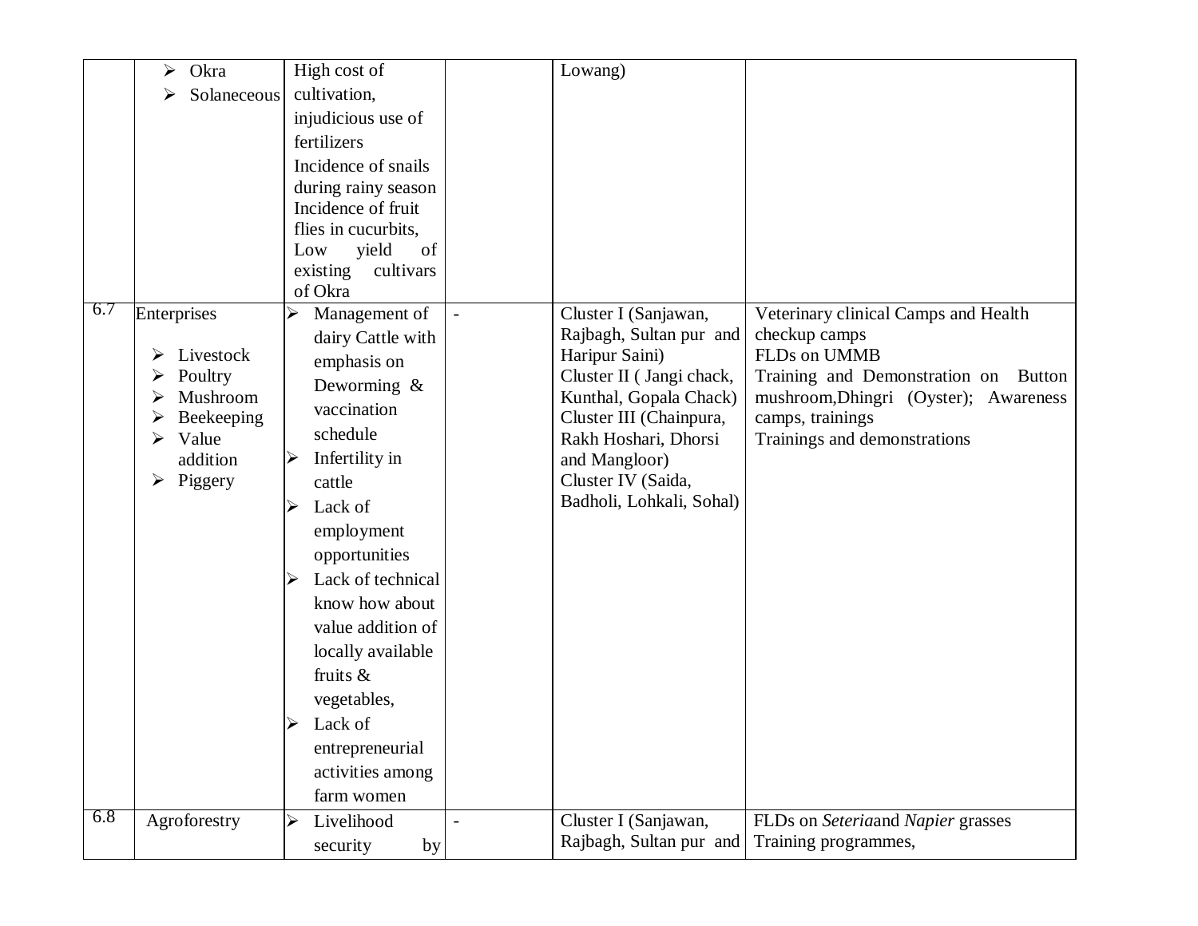| | | | | | |
|---|---|---|---|---|---|
| | ➢ Okra<br>➢ Solaneceous | High cost of cultivation, injudicious use of fertilizers<br>Incidence of snails during rainy season<br>Incidence of fruit flies in cucurbits,<br>Low yield of existing cultivars of Okra | | Lowang) | |
| 6.7 | Enterprises<br>➢ Livestock<br>➢ Poultry<br>➢ Mushroom<br>➢ Beekeeping<br>➢ Value addition<br>➢ Piggery | ➢ Management of dairy Cattle with emphasis on Deworming & vaccination schedule<br>➢ Infertility in cattle<br>➢ Lack of employment opportunities<br>➢ Lack of technical know how about value addition of locally available fruits & vegetables,<br>➢ Lack of entrepreneurial activities among farm women | - | Cluster I (Sanjawan, Rajbagh, Sultan pur and Haripur Saini)<br>Cluster II ( Jangi chack, Kunthal, Gopala Chack)<br>Cluster III (Chainpura, Rakh Hoshari, Dhorsi and Mangloor)<br>Cluster IV (Saida, Badholi, Lohkali, Sohal) | Veterinary clinical Camps and Health checkup camps<br>FLDs on UMMB<br>Training and Demonstration on Button mushroom,Dhingri (Oyster); Awareness camps, trainings<br>Trainings and demonstrations |
| 6.8 | Agroforestry | ➢ Livelihood security by | - | Cluster I (Sanjawan, Rajbagh, Sultan pur and | FLDs on *Seteria*and *Napier* grasses<br>Training programmes, |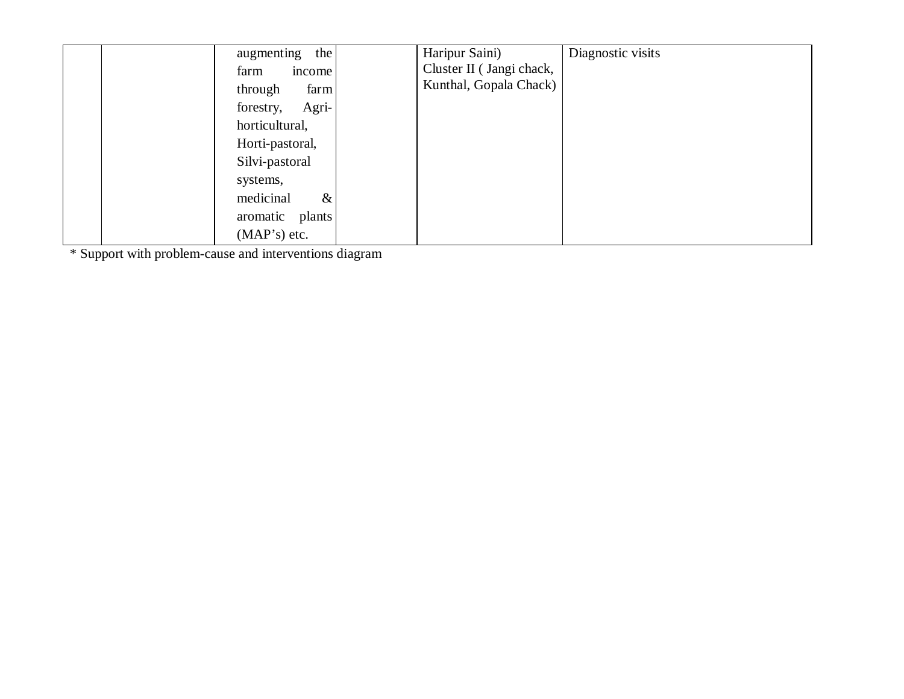|  |  |  |  |  |  |
|---|---|---|---|---|---|
|  |  | augmenting the farm income through farm forestry, Agri-horticultural, Horti-pastoral, Silvi-pastoral systems, medicinal & aromatic plants (MAP’s) etc. |  | Haripur Saini) Cluster II ( Jangi chack, Kunthal, Gopala Chack) | Diagnostic visits |

* Support with problem-cause and interventions diagram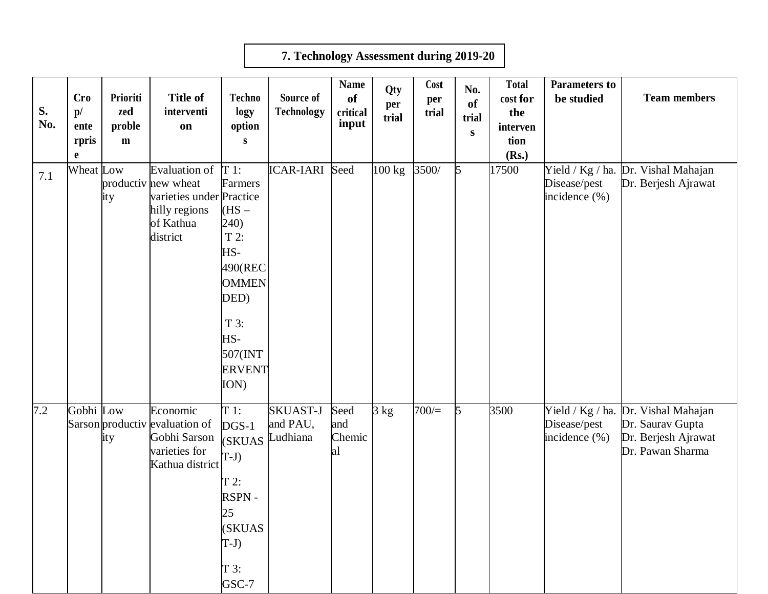## 7. Technology Assessment during 2019-20

| S. No. | Crop/ enterprise | Prioritized problem | Title of intervention | Technology options | Source of Technology | Name of critical input | Qty per trial | Cost per trial | No. of trials | Total cost for the intervention (Rs.) | Parameters to be studied | Team members |
|---|---|---|---|---|---|---|---|---|---|---|---|---|
| 7.1 | Wheat | Low productivity | Evaluation of new wheat varieties under hilly regions of Kathua district | T 1: Farmers Practice (HS – 240)<br>T 2: HS-490(RECOMMENDED)<br>T 3: HS-507(INTERVENTION) | ICAR-IARI | Seed | 100 kg | 3500/ | 5 | 17500 | Yield / Kg / ha.<br>Disease/pest incidence (%) | Dr. Vishal Mahajan<br>Dr. Berjesh Ajrawat |
| 7.2 | Gobhi Sarson | Low productivity | Economic evaluation of Gobhi Sarson varieties for Kathua district | T 1: DGS-1 (SKUAST-J)<br>T 2: RSPN - 25 (SKUAST-J)<br>T 3: GSC-7 | SKUAST-J and PAU, Ludhiana | Seed and Chemical | 3 kg | 700/= | 5 | 3500 | Yield / Kg / ha.<br>Disease/pest incidence (%) | Dr. Vishal Mahajan<br>Dr. Saurav Gupta<br>Dr. Berjesh Ajrawat<br>Dr. Pawan Sharma |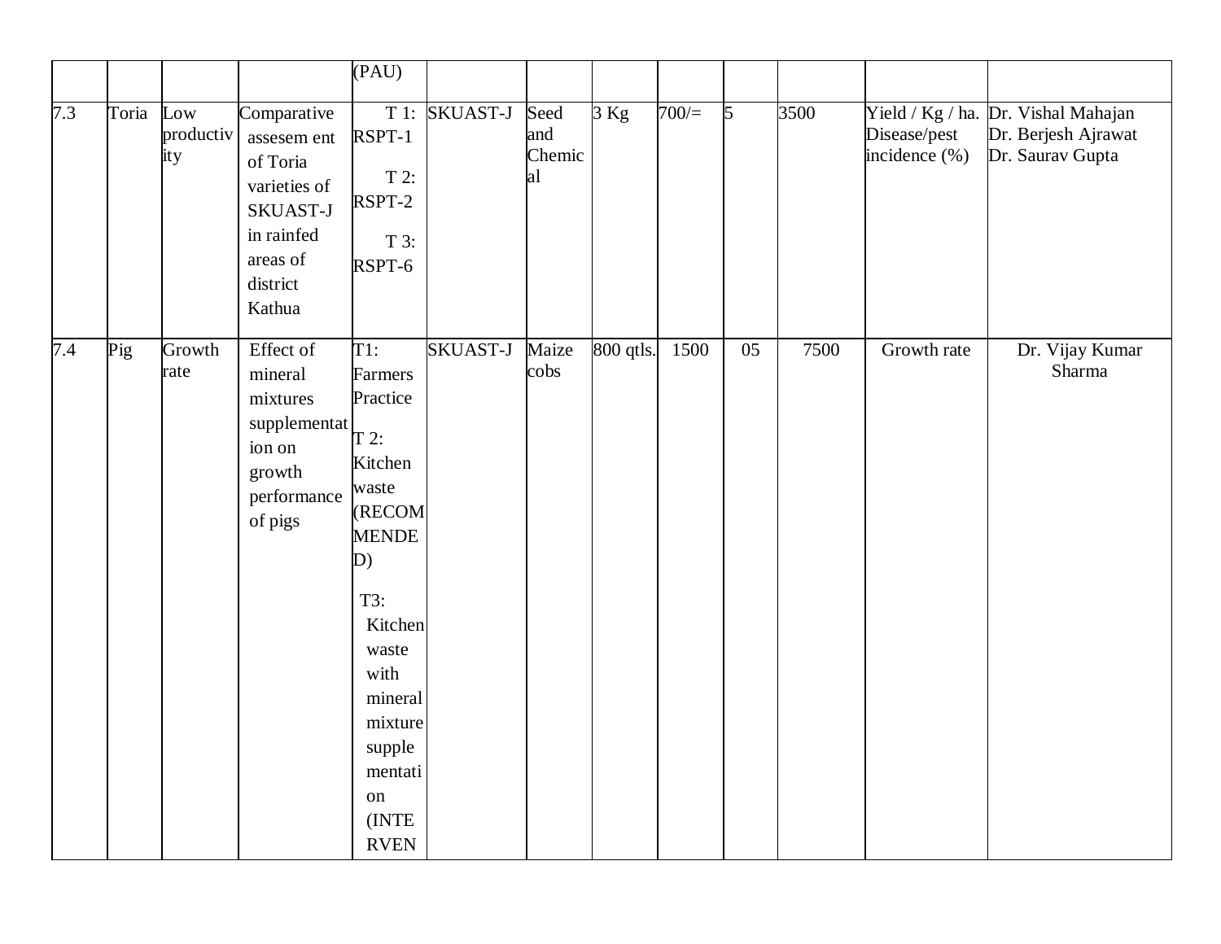| | | | | (PAU) | | | | | | | | |
|---|---|---|---|---|---|---|---|---|---|---|---|---|
| 7.3 | Toria | Low productivity | Comparative assesem ent of Toria varieties of SKUAST-J in rainfed areas of district Kathua | T 1: RSPT-1<br>T 2: RSPT-2<br>T 3: RSPT-6 | SKUAST-J | Seed and Chemical | 3 Kg | 700/= | 5 | 3500 | Yield / Kg / ha. Disease/pest incidence (%) | Dr. Vishal Mahajan<br>Dr. Berjesh Ajrawat<br>Dr. Saurav Gupta |
| 7.4 | Pig | Growth rate | Effect of mineral mixtures supplementation on growth performance of pigs | T1: Farmers Practice<br>T 2: Kitchen waste (RECOMMENDED)<br>T3: Kitchen waste with mineral mixture supplementation (INTERVEN | SKUAST-J | Maize cobs | 800 qtls. | 1500 | 05 | 7500 | Growth rate | Dr. Vijay Kumar Sharma |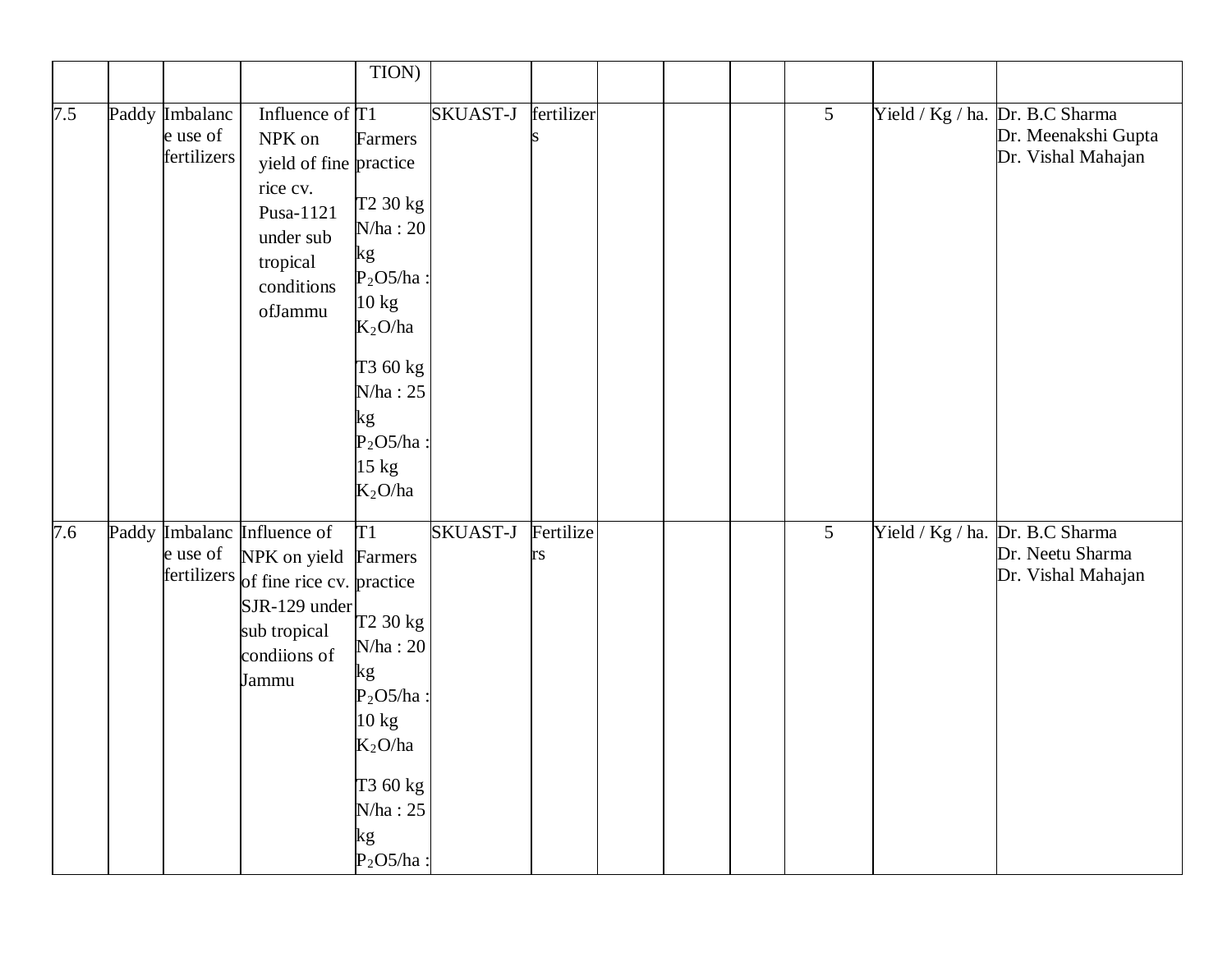|  |  |  |  | TION) |  |  |  |  |  |  |  |  |
|---|---|---|---|---|---|---|---|---|---|---|---|---|
| 7.5 | Paddy | Imbalance use of fertilizers | Influence of NPK on yield of fine rice cv. Pusa-1121 under sub tropical conditions ofJammu | T1 Farmers practice<br><br>T2 30 kg N/ha : 20 kg $P_2O5$/ha : 10 kg $K_2O$/ha<br><br>T3 60 kg N/ha : 25 kg $P_2O5$/ha : 15 kg $K_2O$/ha | SKUAST-J | fertilizers |  |  |  | 5 | Yield / Kg / ha. | Dr. B.C Sharma<br>Dr. Meenakshi Gupta<br>Dr. Vishal Mahajan |
| 7.6 | Paddy | Imbalance use of fertilizers | Influence of NPK on yield of fine rice cv. SJR-129 under sub tropical condiions of Jammu | T1 Farmers practice<br><br>T2 30 kg N/ha : 20 kg $P_2O5$/ha : 10 kg $K_2O$/ha<br><br>T3 60 kg N/ha : 25 kg $P_2O5$/ha : | SKUAST-J | Fertilizers |  |  |  | 5 | Yield / Kg / ha. | Dr. B.C Sharma<br>Dr. Neetu Sharma<br>Dr. Vishal Mahajan |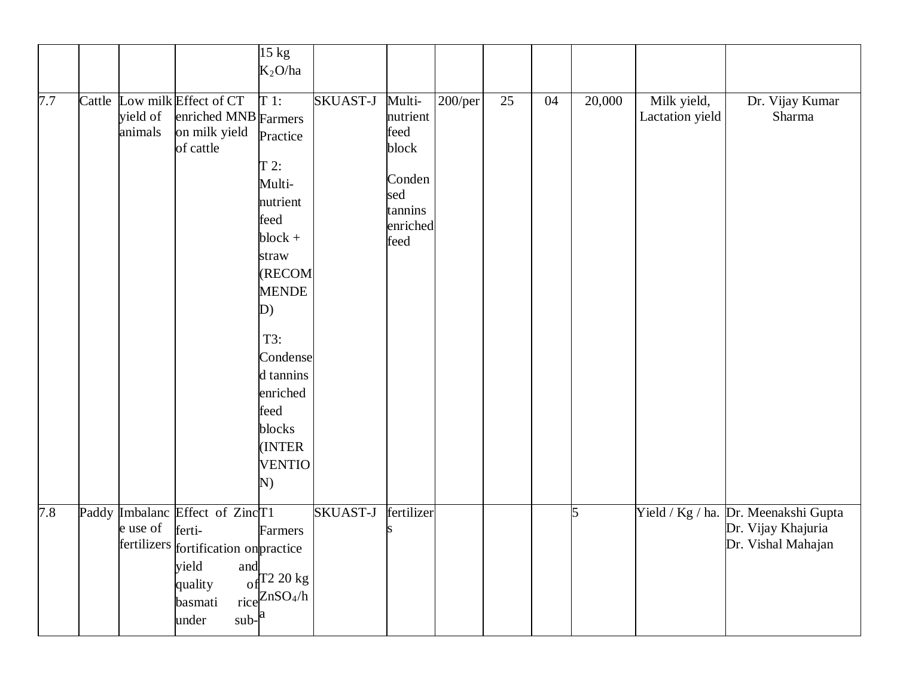| | | | | 15 kg $K_2O$/ha | | | | | | | | |
|---|---|---|---|---|---|---|---|---|---|---|---|---|
| 7.7 | Cattle | Low milk yield of animals | Effect of CT enriched MNB on milk yield of cattle | T 1: Farmers Practice<br>T 2: Multi-nutrient feed block + straw (RECOMMENDED)<br>T3: Condensed tannins enriched feed blocks (INTERVENTION) | SKUAST-J | Multi-nutrient feed block<br>Condensed tannins enriched feed | 200/per | 25 | 04 | 20,000 | Milk yield, Lactation yield | Dr. Vijay Kumar Sharma |
| 7.8 | Paddy | Imbalance use of fertilizers | Effect of Zinc ferti-fortification on yield and quality of basmati rice under sub- | T1 Farmers practice<br>T2 20 kg $ZnSO_4$/ha | SKUAST-J | fertilizers | | | | 5 | Yield / Kg / ha. | Dr. Meenakshi Gupta<br>Dr. Vijay Khajuria<br>Dr. Vishal Mahajan |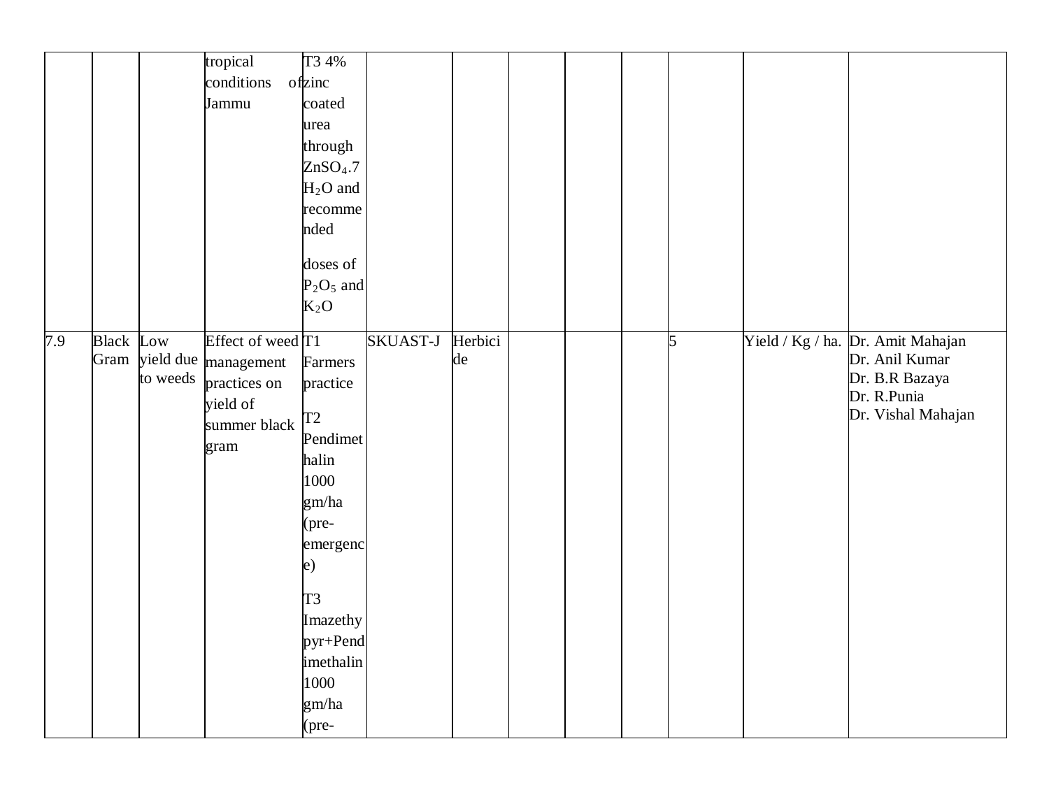|  |  |  |  |  |  |  |  |  |  |  |  |  |
|---|---|---|---|---|---|---|---|---|---|---|---|---|
|  |  |  | tropical conditions of Jammu | T3 4% zinc coated urea through $ZnSO_4.7H_2O$ and recommended doses of $P_2O_5$ and $K_2O$ |  |  |  |  |  |  |  |  |
| 7.9 | Black Gram | Low yield due to weeds | Effect of weed management practices on yield of summer black gram | T1 Farmers practice T2 Pendimethalin 1000 gm/ha (pre-emergence) T3 Imazethypyr+Pendimethalin 1000 gm/ha (pre- | SKUAST-J | Herbicide |  |  |  | 5 | Yield / Kg / ha. | Dr. Amit Mahajan Dr. Anil Kumar Dr. B.R Bazaya Dr. R.Punia Dr. Vishal Mahajan |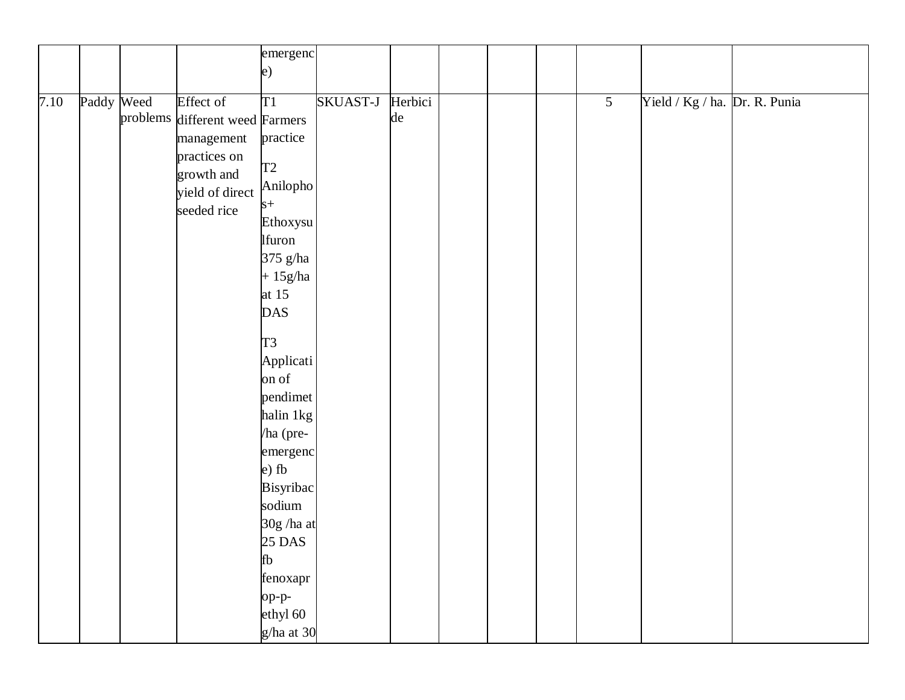| | | | | emergence) | | | | | | | | |
|---|---|---|---|---|---|---|---|---|---|---|---|---|
| 7.10 | Paddy | Weed problems | Effect of different weed management practices on growth and yield of direct seeded rice | T1 Farmers practice<br><br>T2 Anilophos+ Ethoxysulfuron 375 g/ha + 15g/ha at 15 DAS<br><br>T3 Application of pendimethalin 1kg /ha (pre-emergence) fb Bisyribac sodium 30g /ha at 25 DAS fb fenoxaprop-p-ethyl 60 g/ha at 30 | SKUAST-J | Herbicide | | | | 5 | Yield / Kg / ha. | Dr. R. Punia |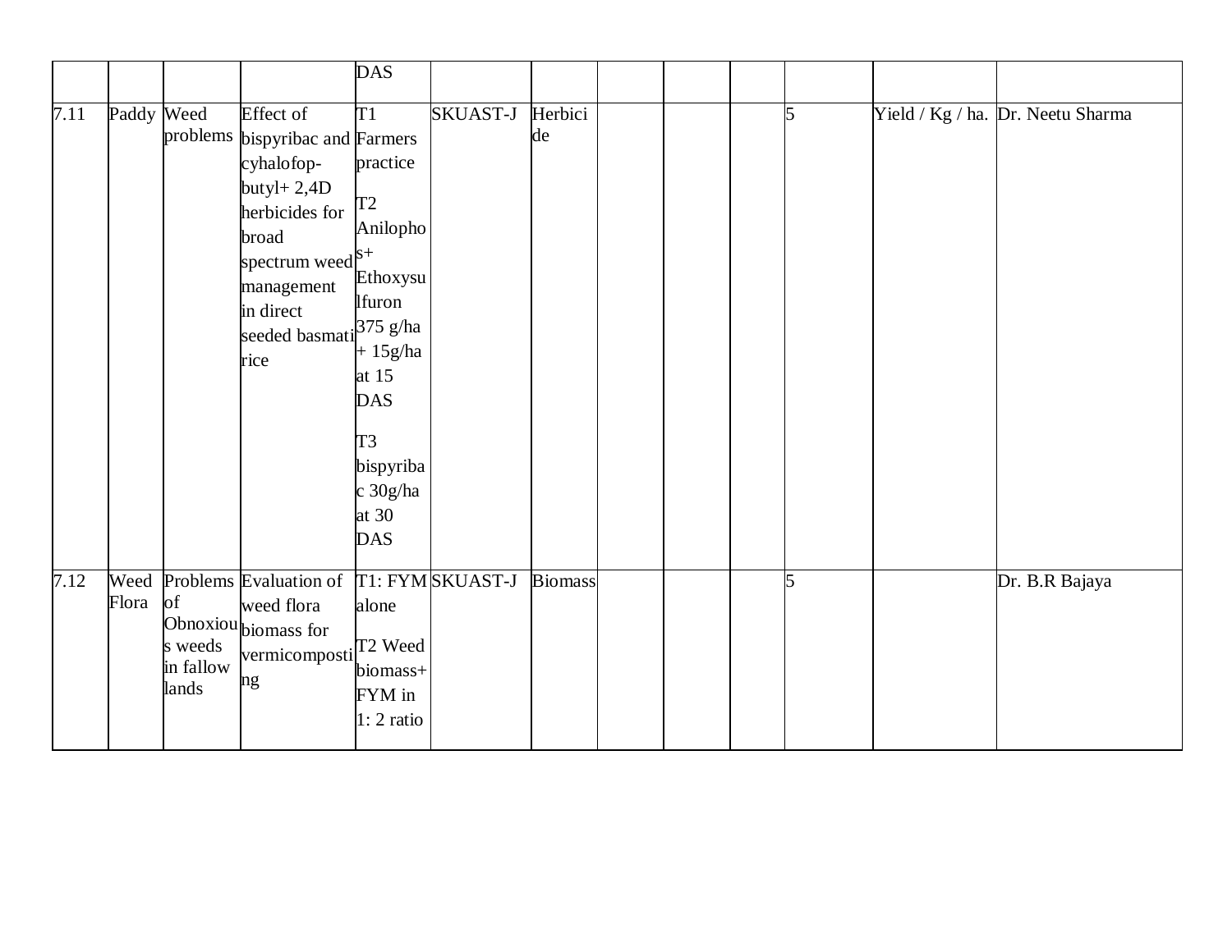| | | | | | | | | | | | | |
|---|---|---|---|---|---|---|---|---|---|---|---|---|
| | | | | DAS | | | | | | | | |
| 7.11 | Paddy | Weed problems | Effect of bispyribac and cyhalofop-butyl+ 2,4D herbicides for broad spectrum weed management in direct seeded basmati rice | T1 Farmers practice<br><br>T2 Anilophos+ Ethoxysulfuron 375 g/ha + 15g/ha at 15 DAS<br><br>T3 bispyribac 30g/ha at 30 DAS | SKUAST-J | Herbicide | | | | 5 | Yield / Kg / ha. | Dr. Neetu Sharma |
| 7.12 | Weed Flora | Problems of Obnoxious weeds in fallow lands | Evaluation of weed flora biomass for vermicomposting | T1: FYM alone<br><br>T2 Weed biomass+ FYM in 1: 2 ratio | SKUAST-J | Biomass | | | | 5 | | Dr. B.R Bajaya |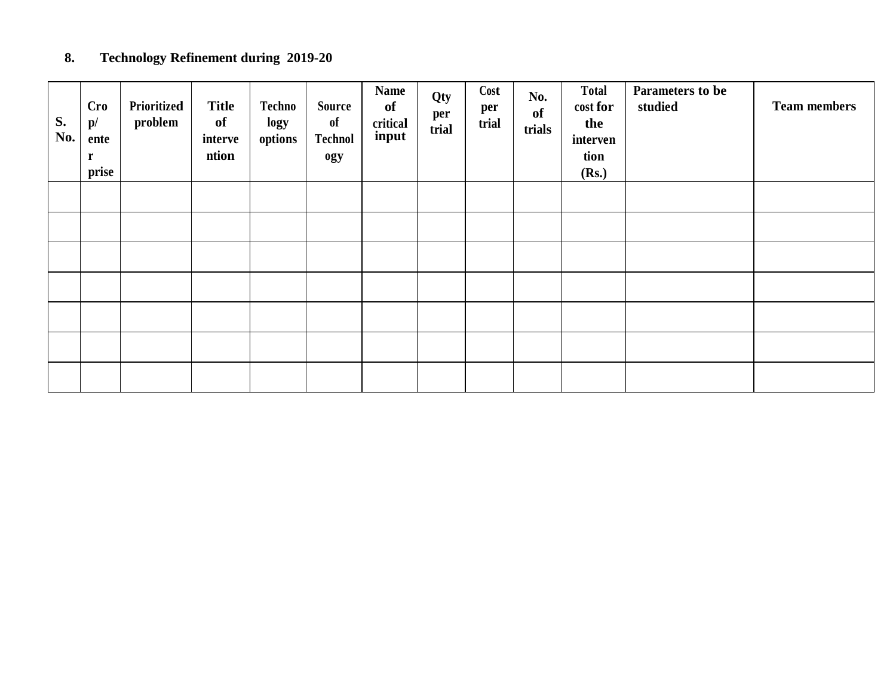## 8. Technology Refinement during 2019-20

| S. No. | Crop/ enterprise | Prioritized problem | Title of intervention | Technology options | Source of Technology | Name of critical input | Qty per trial | Cost per trial | No. of trials | Total cost for the intervention (Rs.) | Parameters to be studied | Team members |
|---|---|---|---|---|---|---|---|---|---|---|---|---|
| | | | | | | | | | | | | |
| | | | | | | | | | | | | |
| | | | | | | | | | | | | |
| | | | | | | | | | | | | |
| | | | | | | | | | | | | |
| | | | | | | | | | | | | |
| | | | | | | | | | | | | |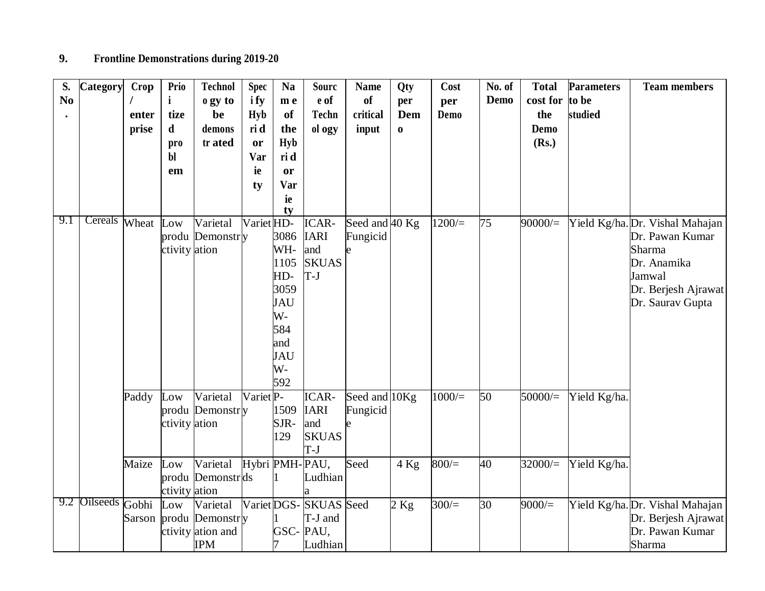## 9. Frontline Demonstrations during 2019-20

| S. No. | Category | Crop / enterprise | Prioritized problem | Technology to be demonstrated | Specify Hybrid or Variety | Name of the Hybrid or Variety | Source of Technology | Name of critical input | Qty per Demo | Cost per Demo | No. of Demo | Total cost for the Demo (Rs.) | Parameters to be studied | Team members |
|---|---|---|---|---|---|---|---|---|---|---|---|---|---|---|
| 9.1 | Cereals | Wheat | Low productivity | Varietal Demonstration | Variety | HD-3086 WH-1105 HD-3059 JAUW-584 and JAUW-592 | ICAR-IARI and SKUAST-J | Seed and Fungicide | 40 Kg | 1200/= | 75 | 90000/= | Yield Kg/ha. | Dr. Vishal Mahajan<br>Dr. Pawan Kumar Sharma<br>Dr. Anamika Jamwal<br>Dr. Berjesh Ajrawat<br>Dr. Saurav Gupta |
| | | Paddy | Low productivity | Varietal Demonstration | Variety | P-1509 SJR-129 | ICAR-IARI and SKUAST-J | Seed and Fungicide | 10Kg | 1000/= | 50 | 50000/= | Yield Kg/ha. | |
| | | Maize | Low productivity | Varietal Demonstration | Hybrids | PMH-1 | PAU, Ludhiana | Seed | 4 Kg | 800/= | 40 | 32000/= | Yield Kg/ha. | |
| 9.2 | Oilseeds | Gobhi Sarson | Low productivity | Varietal Demonstration and IPM | Variety | DGS-1 GSC-7 | SKUAST-J and PAU, Ludhiana | Seed | 2 Kg | 300/= | 30 | 9000/= | Yield Kg/ha. | Dr. Vishal Mahajan<br>Dr. Berjesh Ajrawat<br>Dr. Pawan Kumar Sharma |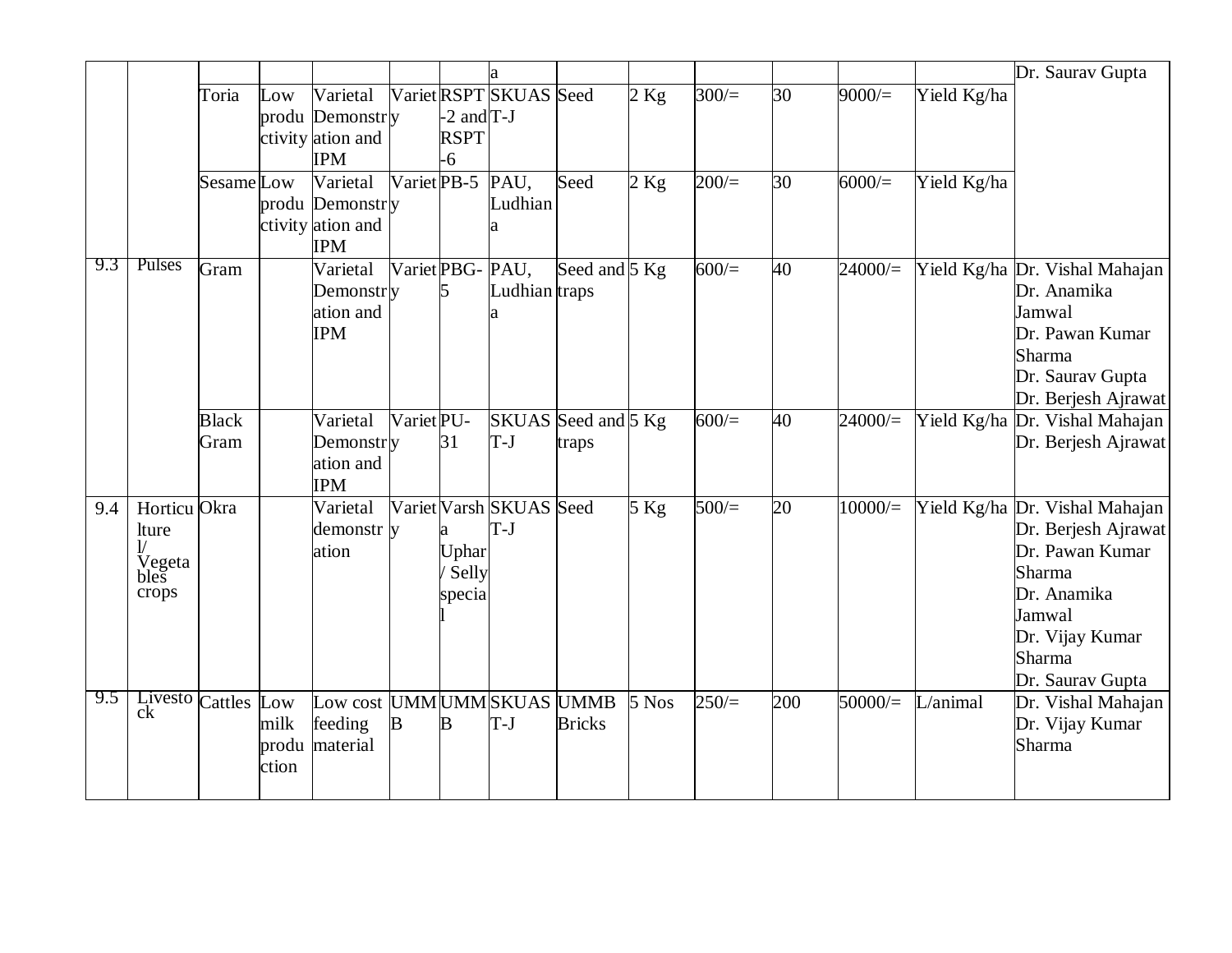| | | | | | | | a | | | | | | | Dr. Saurav Gupta |
|---|---|---|---|---|---|---|---|---|---|---|---|---|---|---|
| | | Toria | Low productivity | Varietal Demonstration and IPM | Variety | RSPT-2 and RSPT-6 | SKUAST-J | Seed | 2 Kg | 300/= | 30 | 9000/= | Yield Kg/ha | |
| | | Sesame | Low productivity | Varietal Demonstration and IPM | Variety | PB-5 | PAU, Ludhiana | Seed | 2 Kg | 200/= | 30 | 6000/= | Yield Kg/ha | |
| 9.3 | Pulses | Gram | | Varietal Demonstration and IPM | Variety | PBG-5 | PAU, Ludhiana | Seed and traps | 5 Kg | 600/= | 40 | 24000/= | Yield Kg/ha | Dr. Vishal Mahajan Dr. Anamika Jamwal Dr. Pawan Kumar Sharma Dr. Saurav Gupta Dr. Berjesh Ajrawat |
| | | Black Gram | | Varietal Demonstration and IPM | Variety | PU-31 | SKUAST-J | Seed and traps | 5 Kg | 600/= | 40 | 24000/= | Yield Kg/ha | Dr. Vishal Mahajan Dr. Berjesh Ajrawat |
| 9.4 | Horticultural/ Vegetables crops | Okra | | Varietal demonstration | Variety | Varsha Uphar / Selly special | SKUAST-J | Seed | 5 Kg | 500/= | 20 | 10000/= | Yield Kg/ha | Dr. Vishal Mahajan Dr. Berjesh Ajrawat Dr. Pawan Kumar Sharma Dr. Anamika Jamwal Dr. Vijay Kumar Sharma Dr. Saurav Gupta |
| 9.5 | Livestock | Cattles | Low milk production | Low cost feeding material | UMMB | UMMB | SKUAST-J | UMMB Bricks | 5 Nos | 250/= | 200 | 50000/= | L/animal | Dr. Vishal Mahajan Dr. Vijay Kumar Sharma |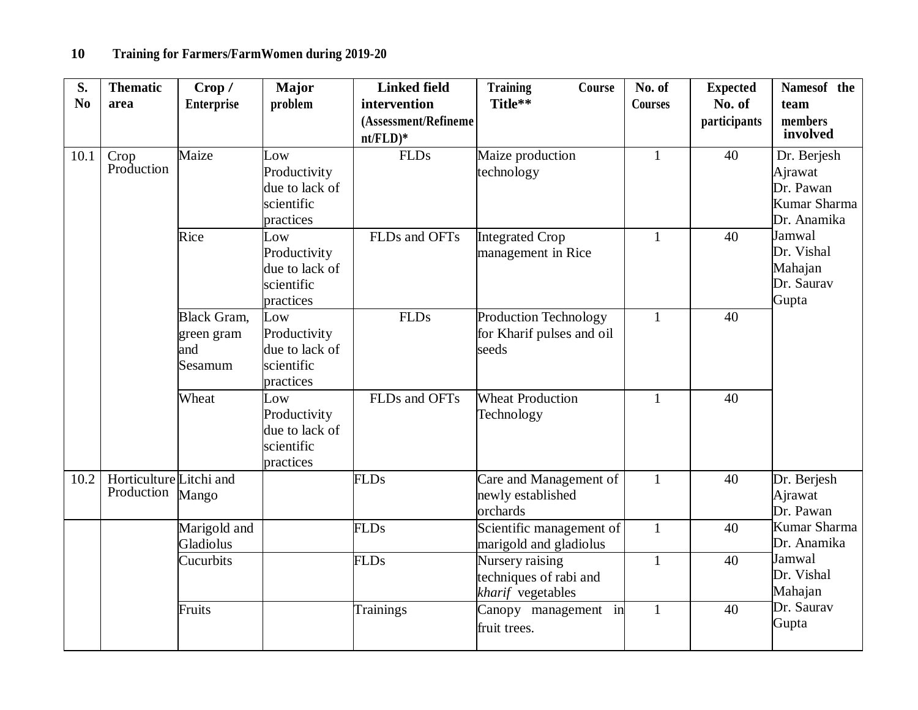## 10 Training for Farmers/FarmWomen during 2019-20

| S. No | Thematic area | Crop / Enterprise | Major problem | Linked field intervention (Assessment/Refinement/FLD)* | Training Course Title** | No. of Courses | Expected No. of participants | Namesof the team members involved |
|---|---|---|---|---|---|---|---|---|
| 10.1 | Crop Production | Maize | Low Productivity due to lack of scientific practices | FLDs | Maize production technology | 1 | 40 | Dr. Berjesh Ajrawat<br>Dr. Pawan Kumar Sharma<br>Dr. Anamika Jamwal<br>Dr. Vishal Mahajan<br>Dr. Saurav Gupta |
| | | Rice | Low Productivity due to lack of scientific practices | FLDs and OFTs | Integrated Crop management in Rice | 1 | 40 | |
| | | Black Gram, green gram and Sesamum | Low Productivity due to lack of scientific practices | FLDs | Production Technology for Kharif pulses and oil seeds | 1 | 40 | |
| | | Wheat | Low Productivity due to lack of scientific practices | FLDs and OFTs | Wheat Production Technology | 1 | 40 | |
| 10.2 | Horticulture Production | Litchi and Mango | | FLDs | Care and Management of newly established orchards | 1 | 40 | Dr. Berjesh Ajrawat<br>Dr. Pawan Kumar Sharma<br>Dr. Anamika Jamwal<br>Dr. Vishal Mahajan<br>Dr. Saurav Gupta |
| | | Marigold and Gladiolus | | FLDs | Scientific management of marigold and gladiolus | 1 | 40 | |
| | | Cucurbits | | FLDs | Nursery raising techniques of rabi and *kharif* vegetables | 1 | 40 | |
| | | Fruits | | Trainings | Canopy management in fruit trees. | 1 | 40 | |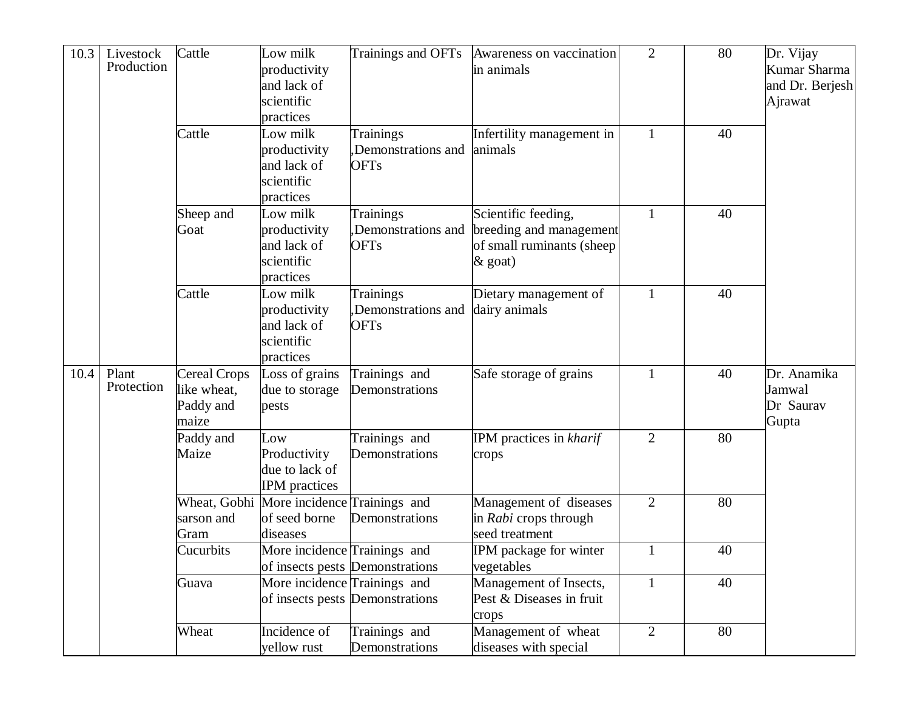| 10.3 | Livestock Production | Cattle | Low milk productivity and lack of scientific practices | Trainings and OFTs | Awareness on vaccination in animals | 2 | 80 | Dr. Vijay Kumar Sharma and Dr. Berjesh Ajrawat |
|---|---|---|---|---|---|---|---|---|
| | | Cattle | Low milk productivity and lack of scientific practices | Trainings ,Demonstrations and OFTs | Infertility management in animals | 1 | 40 | |
| | | Sheep and Goat | Low milk productivity and lack of scientific practices | Trainings ,Demonstrations and OFTs | Scientific feeding, breeding and management of small ruminants (sheep & goat) | 1 | 40 | |
| | | Cattle | Low milk productivity and lack of scientific practices | Trainings ,Demonstrations and OFTs | Dietary management of dairy animals | 1 | 40 | |
| 10.4 | Plant Protection | Cereal Crops like wheat, Paddy and maize | Loss of grains due to storage pests | Trainings and Demonstrations | Safe storage of grains | 1 | 40 | Dr. Anamika Jamwal Dr Saurav Gupta |
| | | Paddy and Maize | Low Productivity due to lack of IPM practices | Trainings and Demonstrations | IPM practices in *kharif* crops | 2 | 80 | |
| | | Wheat, Gobhi sarson and Gram | More incidence of seed borne diseases | Trainings and Demonstrations | Management of diseases in *Rabi* crops through seed treatment | 2 | 80 | |
| | | Cucurbits | More incidence of insects pests | Trainings and Demonstrations | IPM package for winter vegetables | 1 | 40 | |
| | | Guava | More incidence of insects pests | Trainings and Demonstrations | Management of Insects, Pest & Diseases in fruit crops | 1 | 40 | |
| | | Wheat | Incidence of yellow rust | Trainings and Demonstrations | Management of wheat diseases with special | 2 | 80 | |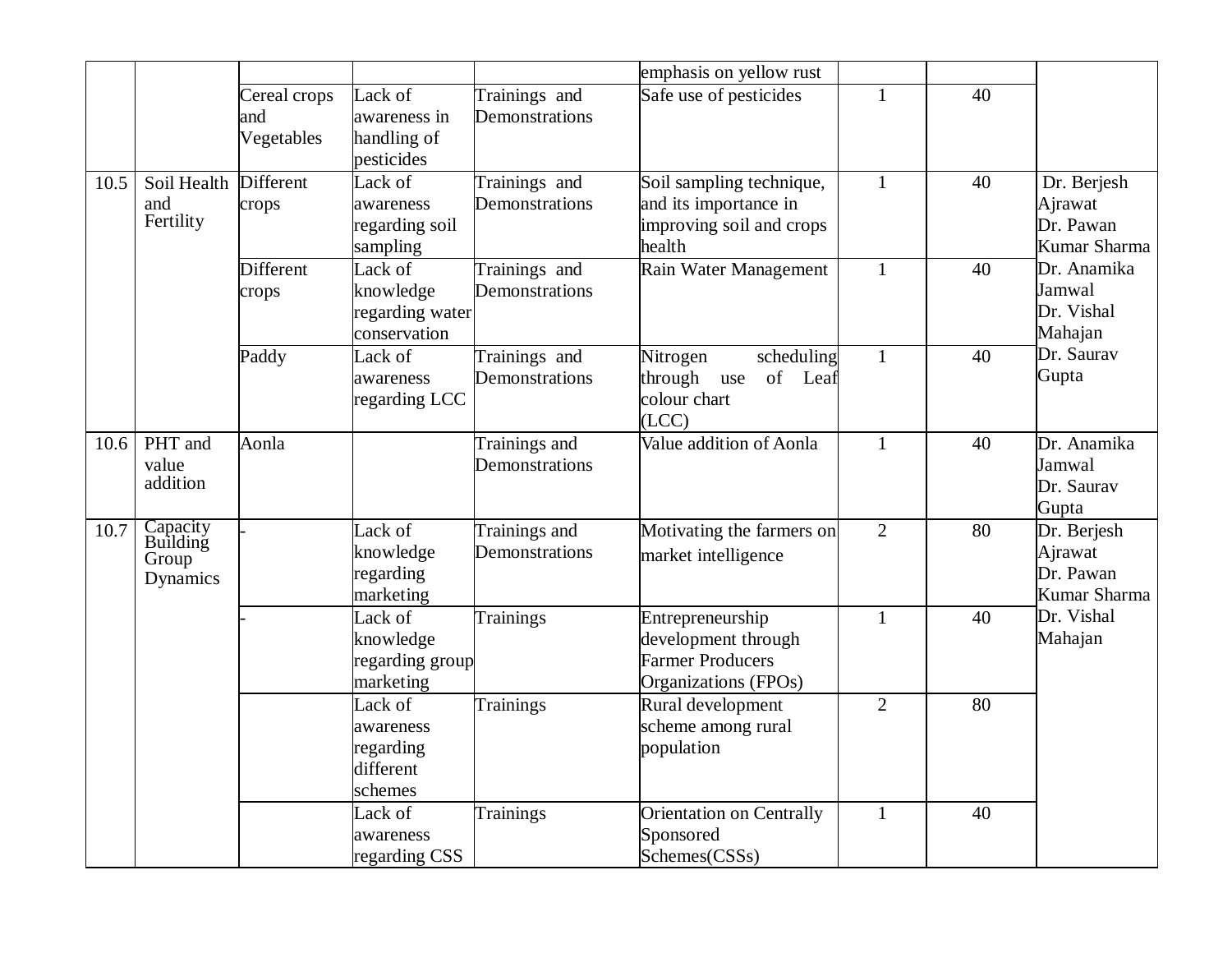| | | | | | emphasis on yellow rust | | | |
|---|---|---|---|---|---|---|---|---|
| | | Cereal crops and Vegetables | Lack of awareness in handling of pesticides | Trainings and Demonstrations | Safe use of pesticides | 1 | 40 | |
| 10.5 | Soil Health and Fertility | Different crops | Lack of awareness regarding soil sampling | Trainings and Demonstrations | Soil sampling technique, and its importance in improving soil and crops health | 1 | 40 | Dr. Berjesh Ajrawat Dr. Pawan Kumar Sharma Dr. Anamika Jamwal Dr. Vishal Mahajan Dr. Saurav Gupta |
| | | Different crops | Lack of knowledge regarding water conservation | Trainings and Demonstrations | Rain Water Management | 1 | 40 | |
| | | Paddy | Lack of awareness regarding LCC | Trainings and Demonstrations | Nitrogen scheduling through use of Leaf colour chart (LCC) | 1 | 40 | |
| 10.6 | PHT and value addition | Aonla | | Trainings and Demonstrations | Value addition of Aonla | 1 | 40 | Dr. Anamika Jamwal Dr. Saurav Gupta |
| 10.7 | Capacity Building Group Dynamics | - | Lack of knowledge regarding marketing | Trainings and Demonstrations | Motivating the farmers on market intelligence | 2 | 80 | Dr. Berjesh Ajrawat Dr. Pawan Kumar Sharma Dr. Vishal Mahajan |
| | | - | Lack of knowledge regarding group marketing | Trainings | Entrepreneurship development through Farmer Producers Organizations (FPOs) | 1 | 40 | |
| | | | Lack of awareness regarding different schemes | Trainings | Rural development scheme among rural population | 2 | 80 | |
| | | | Lack of awareness regarding CSS | Trainings | Orientation on Centrally Sponsored Schemes(CSSs) | 1 | 40 | |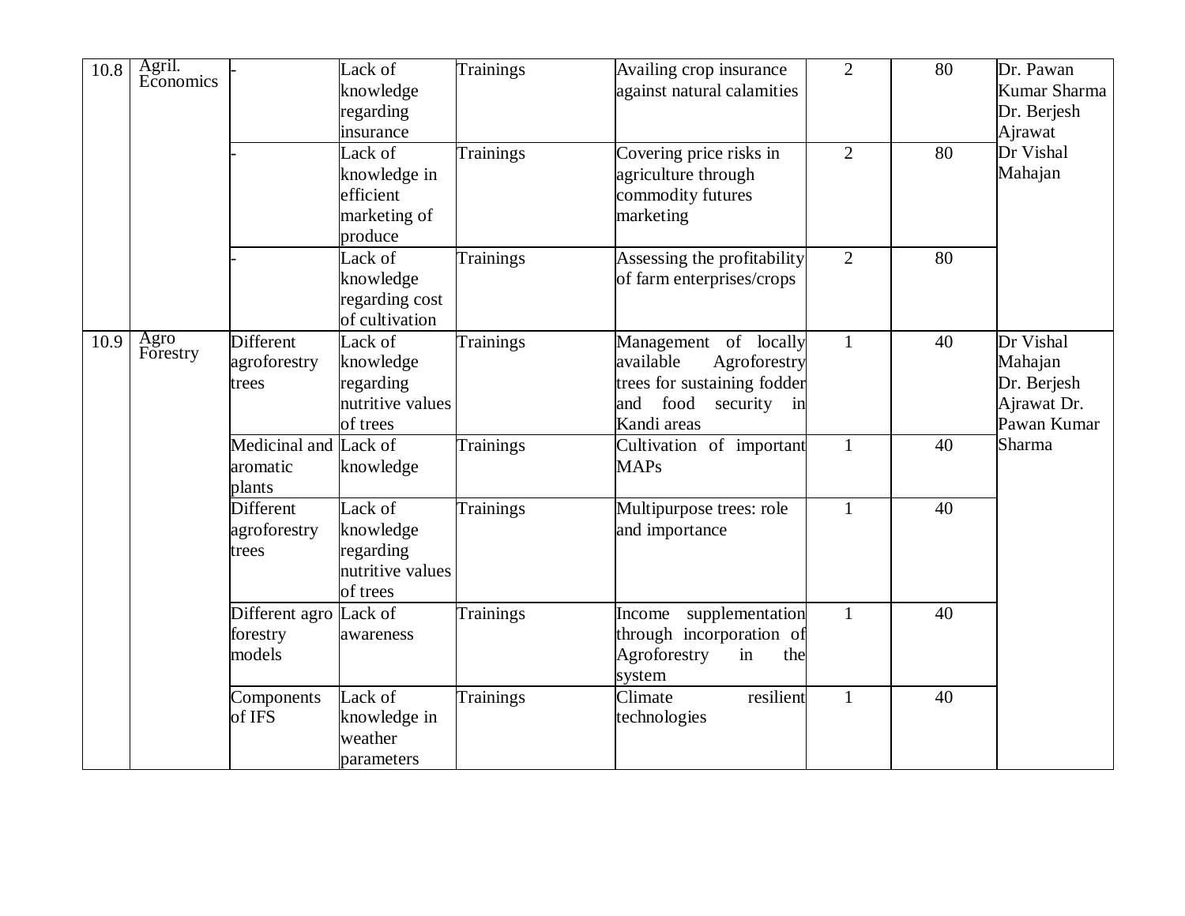| 10.8 | Agril. Economics | - | Lack of knowledge regarding insurance | Trainings | Availing crop insurance against natural calamities | 2 | 80 | Dr. Pawan Kumar Sharma Dr. Berjesh Ajrawat Dr Vishal Mahajan |
|---|---|---|---|---|---|---|---|---|
| | | - | Lack of knowledge in efficient marketing of produce | Trainings | Covering price risks in agriculture through commodity futures marketing | 2 | 80 | |
| | | - | Lack of knowledge regarding cost of cultivation | Trainings | Assessing the profitability of farm enterprises/crops | 2 | 80 | |
| 10.9 | Agro Forestry | Different agroforestry trees | Lack of knowledge regarding nutritive values of trees | Trainings | Management of locally available Agroforestry trees for sustaining fodder and food security in Kandi areas | 1 | 40 | Dr Vishal Mahajan Dr. Berjesh Ajrawat Dr. Pawan Kumar Sharma |
| | | Medicinal and aromatic plants | Lack of knowledge | Trainings | Cultivation of important MAPs | 1 | 40 | |
| | | Different agroforestry trees | Lack of knowledge regarding nutritive values of trees | Trainings | Multipurpose trees: role and importance | 1 | 40 | |
| | | Different agro forestry models | Lack of awareness | Trainings | Income supplementation through incorporation of Agroforestry in the system | 1 | 40 | |
| | | Components of IFS | Lack of knowledge in weather parameters | Trainings | Climate resilient technologies | 1 | 40 | |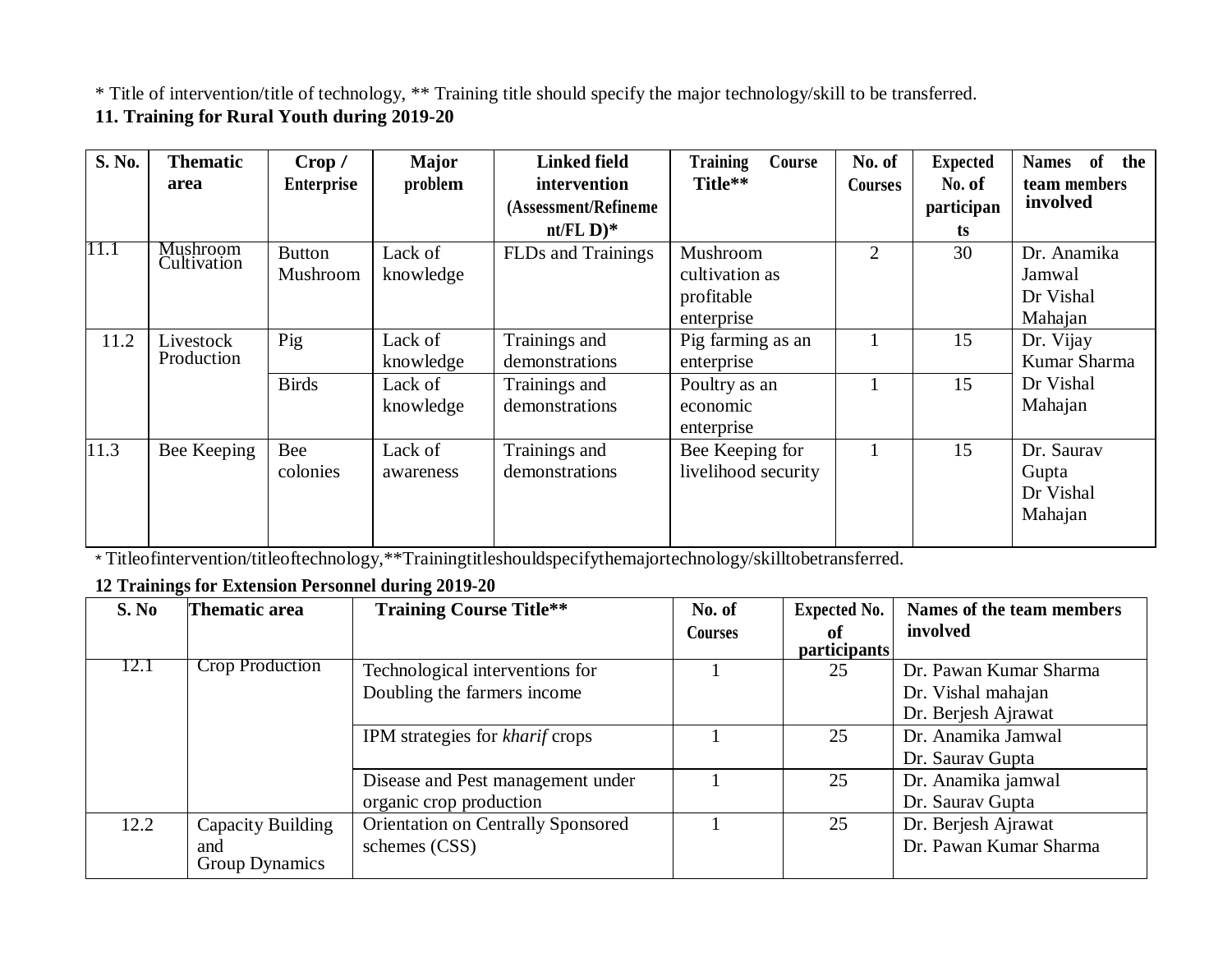* Title of intervention/title of technology, ** Training title should specify the major technology/skill to be transferred.

## 11. Training for Rural Youth during 2019-20

| S. No. | Thematic area | Crop / Enterprise | Major problem | Linked field intervention (Assessment/Refinement/FL D)* | Training Course Title** | No. of Courses | Expected No. of participants | Names of the team members involved |
|---|---|---|---|---|---|---|---|---|
| 11.1 | Mushroom Cultivation | Button Mushroom | Lack of knowledge | FLDs and Trainings | Mushroom cultivation as profitable enterprise | 2 | 30 | Dr. Anamika Jamwal<br>Dr Vishal Mahajan |
| 11.2 | Livestock Production | Pig | Lack of knowledge | Trainings and demonstrations | Pig farming as an enterprise | 1 | 15 | Dr. Vijay Kumar Sharma<br>Dr Vishal Mahajan |
| | | Birds | Lack of knowledge | Trainings and demonstrations | Poultry as an economic enterprise | 1 | 15 | |
| 11.3 | Bee Keeping | Bee colonies | Lack of awareness | Trainings and demonstrations | Bee Keeping for livelihood security | 1 | 15 | Dr. Saurav Gupta<br>Dr Vishal Mahajan |

* Titleofintervention/titleoftechnology,**Trainingtitleshouldspecifythemajortechnology/skilltobetransferred.

## 12 Trainings for Extension Personnel during 2019-20

| S. No | Thematic area | Training Course Title** | No. of Courses | Expected No. of participants | Names of the team members involved |
|---|---|---|---|---|---|
| 12.1 | Crop Production | Technological interventions for Doubling the farmers income | 1 | 25 | Dr. Pawan Kumar Sharma<br>Dr. Vishal mahajan<br>Dr. Berjesh Ajrawat |
| | | IPM strategies for *kharif* crops | 1 | 25 | Dr. Anamika Jamwal<br>Dr. Saurav Gupta |
| | | Disease and Pest management under organic crop production | 1 | 25 | Dr. Anamika jamwal<br>Dr. Saurav Gupta |
| 12.2 | Capacity Building and Group Dynamics | Orientation on Centrally Sponsored schemes (CSS) | 1 | 25 | Dr. Berjesh Ajrawat<br>Dr. Pawan Kumar Sharma |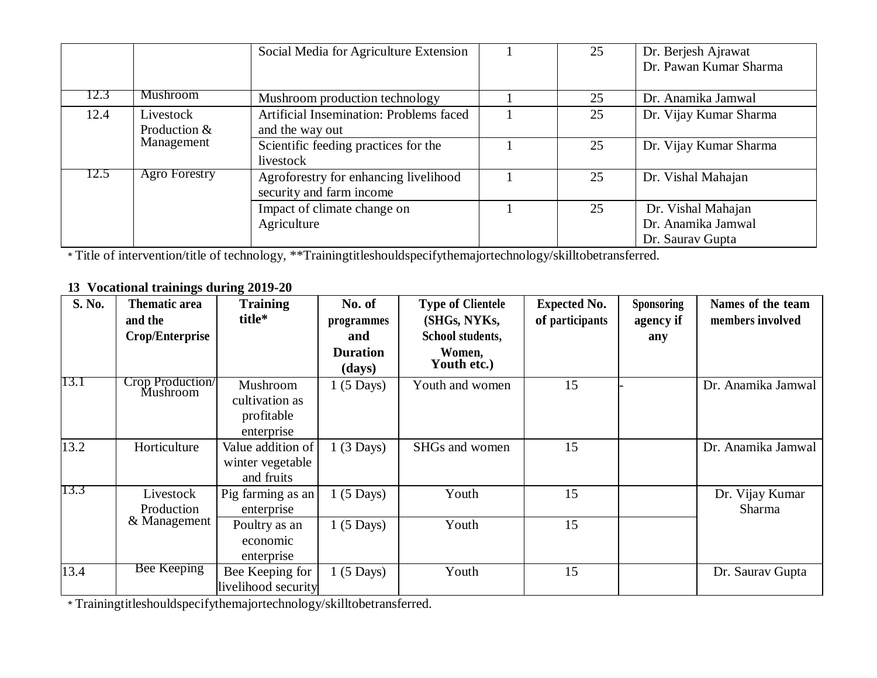|  |  | Social Media for Agriculture Extension | 1 | 25 | Dr. Berjesh Ajrawat<br>Dr. Pawan Kumar Sharma |
|---|---|---|---|---|---|
| 12.3 | Mushroom | Mushroom production technology | 1 | 25 | Dr. Anamika Jamwal |
| 12.4 | Livestock Production & Management | Artificial Insemination: Problems faced and the way out | 1 | 25 | Dr. Vijay Kumar Sharma |
|  |  | Scientific feeding practices for the livestock | 1 | 25 | Dr. Vijay Kumar Sharma |
| 12.5 | Agro Forestry | Agroforestry for enhancing livelihood security and farm income | 1 | 25 | Dr. Vishal Mahajan |
|  |  | Impact of climate change on Agriculture | 1 | 25 | Dr. Vishal Mahajan<br>Dr. Anamika Jamwal<br>Dr. Saurav Gupta |

* Title of intervention/title of technology, **Trainingtitleshouldspecifythemajortechnology/skilltobetransferred.

**13 Vocational trainings during 2019-20**

| S. No. | Thematic area and the Crop/Enterprise | Training title* | No. of programmes and Duration (days) | Type of Clientele (SHGs, NYKs, School students, Women, Youth etc.) | Expected No. of participants | Sponsoring agency if any | Names of the team members involved |
|---|---|---|---|---|---|---|---|
| 13.1 | Crop Production/ Mushroom | Mushroom cultivation as profitable enterprise | 1 (5 Days) | Youth and women | 15 | - | Dr. Anamika Jamwal |
| 13.2 | Horticulture | Value addition of winter vegetable and fruits | 1 (3 Days) | SHGs and women | 15 |  | Dr. Anamika Jamwal |
| 13.3 | Livestock Production & Management | Pig farming as an enterprise | 1 (5 Days) | Youth | 15 |  | Dr. Vijay Kumar Sharma |
|  |  | Poultry as an economic enterprise | 1 (5 Days) | Youth | 15 |  |  |
| 13.4 | Bee Keeping | Bee Keeping for livelihood security | 1 (5 Days) | Youth | 15 |  | Dr. Saurav Gupta |

* Trainingtitleshouldspecifythemajortechnology/skilltobetransferred.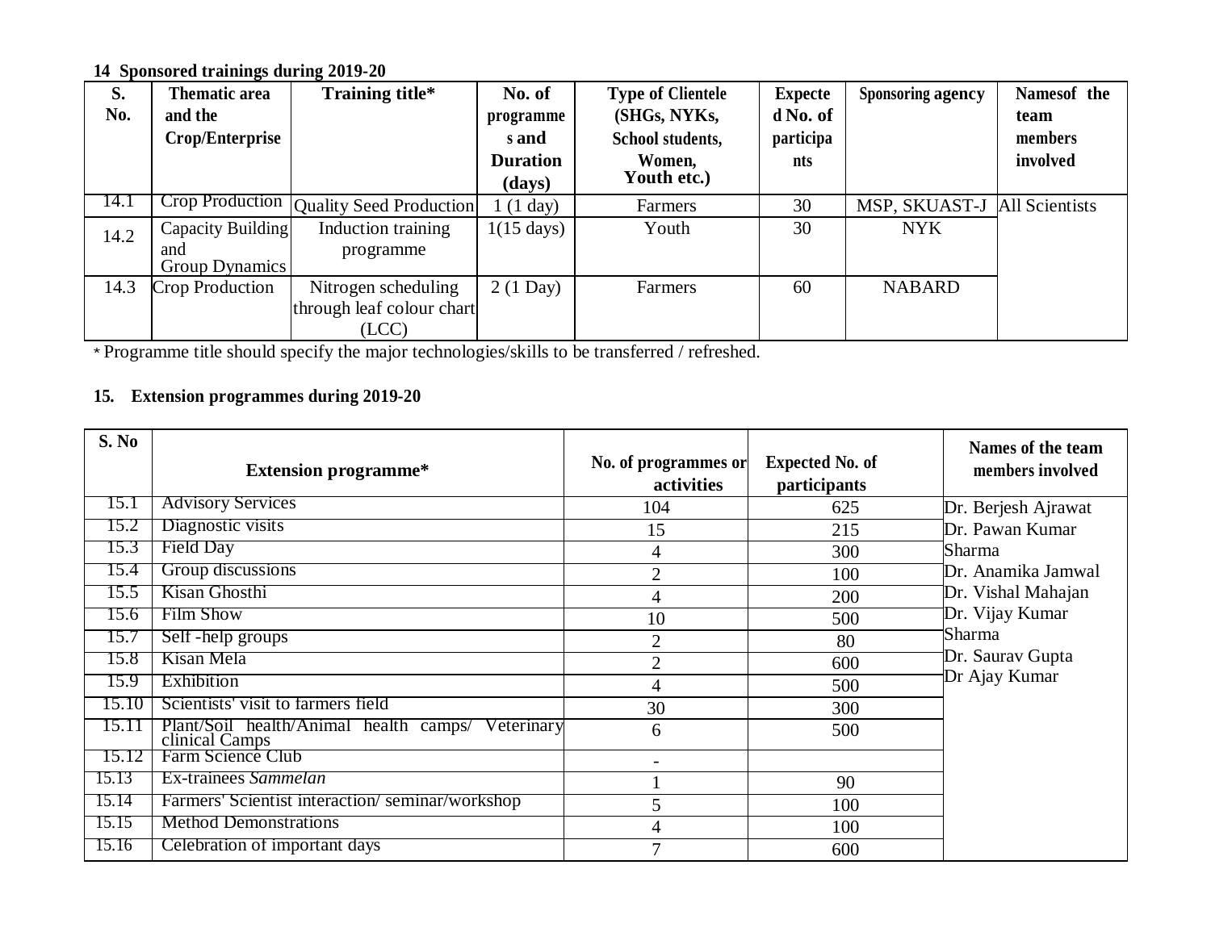**14 Sponsored trainings during 2019-20**

| S. No. | Thematic area and the Crop/Enterprise | Training title* | No. of programmes and Duration (days) | Type of Clientele (SHGs, NYKs, School students, Women, Youth etc.) | Expected No. of participants | Sponsoring agency | Namesof the team members involved |
|---|---|---|---|---|---|---|---|
| 14.1 | Crop Production | Quality Seed Production | 1 (1 day) | Farmers | 30 | MSP, SKUAST-J | All Scientists |
| 14.2 | Capacity Building and Group Dynamics | Induction training programme | 1(15 days) | Youth | 30 | NYK | |
| 14.3 | Crop Production | Nitrogen scheduling through leaf colour chart (LCC) | 2 (1 Day) | Farmers | 60 | NABARD | |

* Programme title should specify the major technologies/skills to be transferred / refreshed.

**15. Extension programmes during 2019-20**

| S. No | Extension programme* | No. of programmes or activities | Expected No. of participants | Names of the team members involved |
|---|---|---|---|---|
| 15.1 | Advisory Services | 104 | 625 | Dr. Berjesh Ajrawat<br>Dr. Pawan Kumar Sharma<br>Dr. Anamika Jamwal<br>Dr. Vishal Mahajan<br>Dr. Vijay Kumar Sharma<br>Dr. Saurav Gupta<br>Dr Ajay Kumar |
| 15.2 | Diagnostic visits | 15 | 215 | |
| 15.3 | Field Day | 4 | 300 | |
| 15.4 | Group discussions | 2 | 100 | |
| 15.5 | Kisan Ghosthi | 4 | 200 | |
| 15.6 | Film Show | 10 | 500 | |
| 15.7 | Self -help groups | 2 | 80 | |
| 15.8 | Kisan Mela | 2 | 600 | |
| 15.9 | Exhibition | 4 | 500 | |
| 15.10 | Scientists' visit to farmers field | 30 | 300 | |
| 15.11 | Plant/Soil health/Animal health camps/ Veterinary clinical Camps | 6 | 500 | |
| 15.12 | Farm Science Club | - | | |
| 15.13 | Ex-trainees *Sammelan* | 1 | 90 | |
| 15.14 | Farmers' Scientist interaction/ seminar/workshop | 5 | 100 | |
| 15.15 | Method Demonstrations | 4 | 100 | |
| 15.16 | Celebration of important days | 7 | 600 | |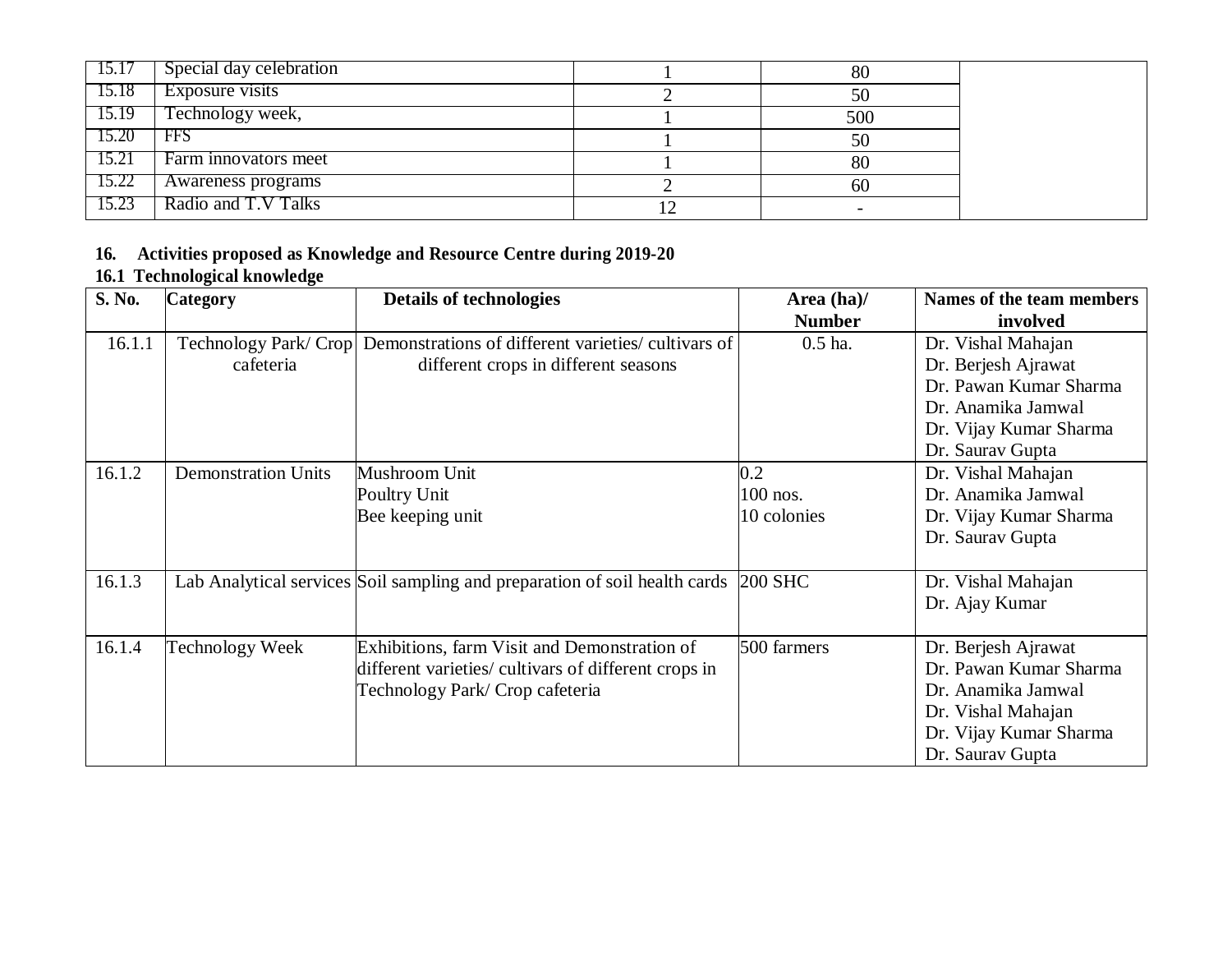| | | | | |
|---|---|---|---|---|
| 15.17 | Special day celebration | 1 | 80 | |
| 15.18 | Exposure visits | 2 | 50 | |
| 15.19 | Technology week, | 1 | 500 | |
| 15.20 | FFS | 1 | 50 | |
| 15.21 | Farm innovators meet | 1 | 80 | |
| 15.22 | Awareness programs | 2 | 60 | |
| 15.23 | Radio and T.V Talks | 12 | - | |

**16. Activities proposed as Knowledge and Resource Centre during 2019-20**

**16.1 Technological knowledge**

| S. No. | Category | Details of technologies | Area (ha)/ Number | Names of the team members involved |
|---|---|---|---|---|
| 16.1.1 | Technology Park/ Crop cafeteria | Demonstrations of different varieties/ cultivars of different crops in different seasons | 0.5 ha. | Dr. Vishal Mahajan<br>Dr. Berjesh Ajrawat<br>Dr. Pawan Kumar Sharma<br>Dr. Anamika Jamwal<br>Dr. Vijay Kumar Sharma<br>Dr. Saurav Gupta |
| 16.1.2 | Demonstration Units | Mushroom Unit<br>Poultry Unit<br>Bee keeping unit | 0.2<br>100 nos.<br>10 colonies | Dr. Vishal Mahajan<br>Dr. Anamika Jamwal<br>Dr. Vijay Kumar Sharma<br>Dr. Saurav Gupta |
| 16.1.3 | Lab Analytical services | Soil sampling and preparation of soil health cards | 200 SHC | Dr. Vishal Mahajan<br>Dr. Ajay Kumar |
| 16.1.4 | Technology Week | Exhibitions, farm Visit and Demonstration of different varieties/ cultivars of different crops in Technology Park/ Crop cafeteria | 500 farmers | Dr. Berjesh Ajrawat<br>Dr. Pawan Kumar Sharma<br>Dr. Anamika Jamwal<br>Dr. Vishal Mahajan<br>Dr. Vijay Kumar Sharma<br>Dr. Saurav Gupta |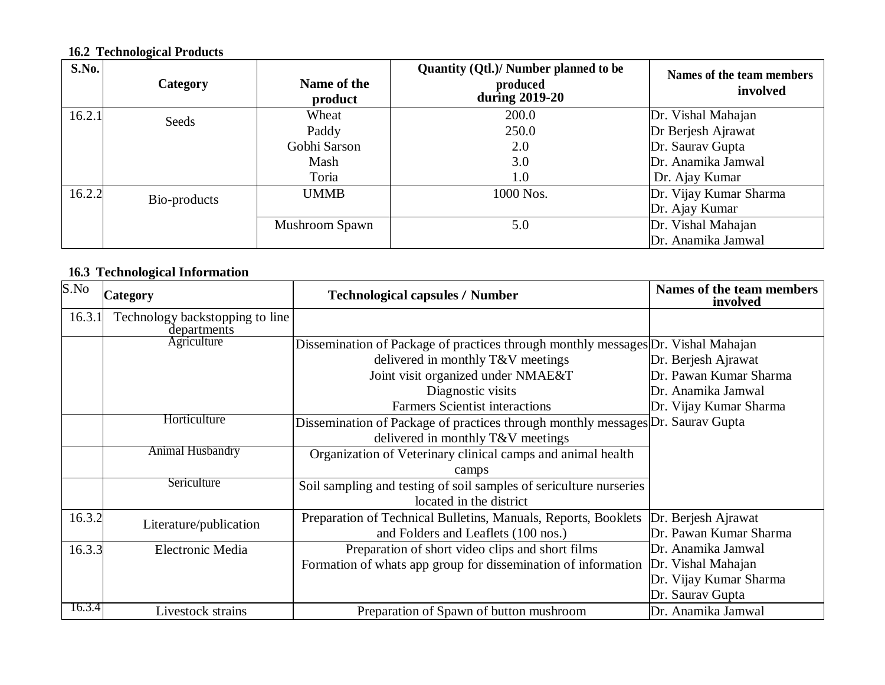**16.2 Technological Products**

| S.No. | Category | Name of the product | Quantity (Qtl.)/ Number planned to be produced during 2019-20 | Names of the team members involved |
|---|---|---|---|---|
| 16.2.1 | Seeds | Wheat | 200.0 | Dr. Vishal Mahajan |
| | | Paddy | 250.0 | Dr Berjesh Ajrawat |
| | | Gobhi Sarson | 2.0 | Dr. Saurav Gupta |
| | | Mash | 3.0 | Dr. Anamika Jamwal |
| | | Toria | 1.0 | Dr. Ajay Kumar |
| 16.2.2 | Bio-products | UMMB | 1000 Nos. | Dr. Vijay Kumar Sharma<br>Dr. Ajay Kumar |
| | | Mushroom Spawn | 5.0 | Dr. Vishal Mahajan<br>Dr. Anamika Jamwal |

**16.3 Technological Information**

| S.No | Category | Technological capsules / Number | Names of the team members involved |
|---|---|---|---|
| 16.3.1 | Technology backstopping to line departments | | |
| | Agriculture | Dissemination of Package of practices through monthly messages delivered in monthly T&V meetings<br>Joint visit organized under NMAE&T<br>Diagnostic visits<br>Farmers Scientist interactions | Dr. Vishal Mahajan<br>Dr. Berjesh Ajrawat<br>Dr. Pawan Kumar Sharma<br>Dr. Anamika Jamwal<br>Dr. Vijay Kumar Sharma<br>Dr. Saurav Gupta |
| | Horticulture | Dissemination of Package of practices through monthly messages delivered in monthly T&V meetings | |
| | Animal Husbandry | Organization of Veterinary clinical camps and animal health camps | |
| | Sericulture | Soil sampling and testing of soil samples of sericulture nurseries located in the district | |
| 16.3.2 | Literature/publication | Preparation of Technical Bulletins, Manuals, Reports, Booklets and Folders and Leaflets (100 nos.) | Dr. Berjesh Ajrawat<br>Dr. Pawan Kumar Sharma<br>Dr. Anamika Jamwal<br>Dr. Vishal Mahajan<br>Dr. Vijay Kumar Sharma<br>Dr. Saurav Gupta |
| 16.3.3 | Electronic Media | Preparation of short video clips and short films<br>Formation of whats app group for dissemination of information | |
| 16.3.4 | Livestock strains | Preparation of Spawn of button mushroom | Dr. Anamika Jamwal |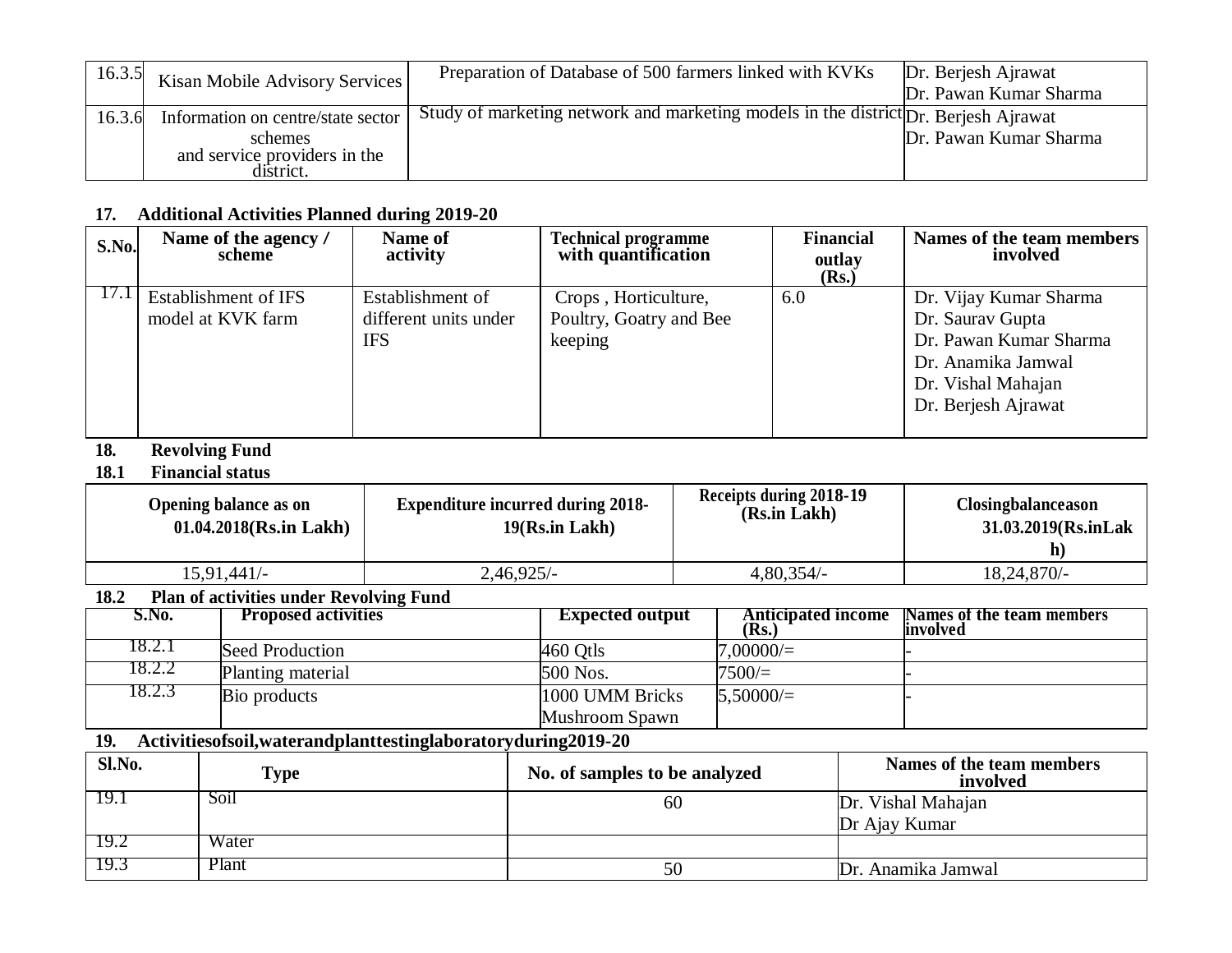| 16.3.5 | Kisan Mobile Advisory Services | Preparation of Database of 500 farmers linked with KVKs | Dr. Berjesh Ajrawat<br>Dr. Pawan Kumar Sharma |
|---|---|---|---|
| 16.3.6 | Information on centre/state sector schemes and service providers in the district. | Study of marketing network and marketing models in the district | Dr. Berjesh Ajrawat<br>Dr. Pawan Kumar Sharma |

## 17. Additional Activities Planned during 2019-20

| S.No. | Name of the agency / scheme | Name of activity | Technical programme with quantification | Financial outlay (Rs.) | Names of the team members involved |
|---|---|---|---|---|---|
| 17.1 | Establishment of IFS model at KVK farm | Establishment of different units under IFS | Crops , Horticulture, Poultry, Goatry and Bee keeping | 6.0 | Dr. Vijay Kumar Sharma<br>Dr. Saurav Gupta<br>Dr. Pawan Kumar Sharma<br>Dr. Anamika Jamwal<br>Dr. Vishal Mahajan<br>Dr. Berjesh Ajrawat |

## 18. Revolving Fund

### 18.1 Financial status

| Opening balance as on 01.04.2018(Rs.in Lakh) | Expenditure incurred during 2018-19(Rs.in Lakh) | Receipts during 2018-19 (Rs.in Lakh) | Closingbalanceason 31.03.2019(Rs.inLakh) |
|---|---|---|---|
| 15,91,441/- | 2,46,925/- | 4,80,354/- | 18,24,870/- |

### 18.2 Plan of activities under Revolving Fund

| S.No. | Proposed activities | Expected output | Anticipated income (Rs.) | Names of the team members involved |
|---|---|---|---|---|
| 18.2.1 | Seed Production | 460 Qtls | 7,00000/= | - |
| 18.2.2 | Planting material | 500 Nos. | 7500/= | - |
| 18.2.3 | Bio products | 1000 UMM Bricks<br>Mushroom Spawn | 5,50000/= | - |

## 19. Activitiesofsoil,waterandplanttestinglaboratoryduring2019-20

| Sl.No. | Type | No. of samples to be analyzed | Names of the team members involved |
|---|---|---|---|
| 19.1 | Soil | 60 | Dr. Vishal Mahajan<br>Dr Ajay Kumar |
| 19.2 | Water | | |
| 19.3 | Plant | 50 | Dr. Anamika Jamwal |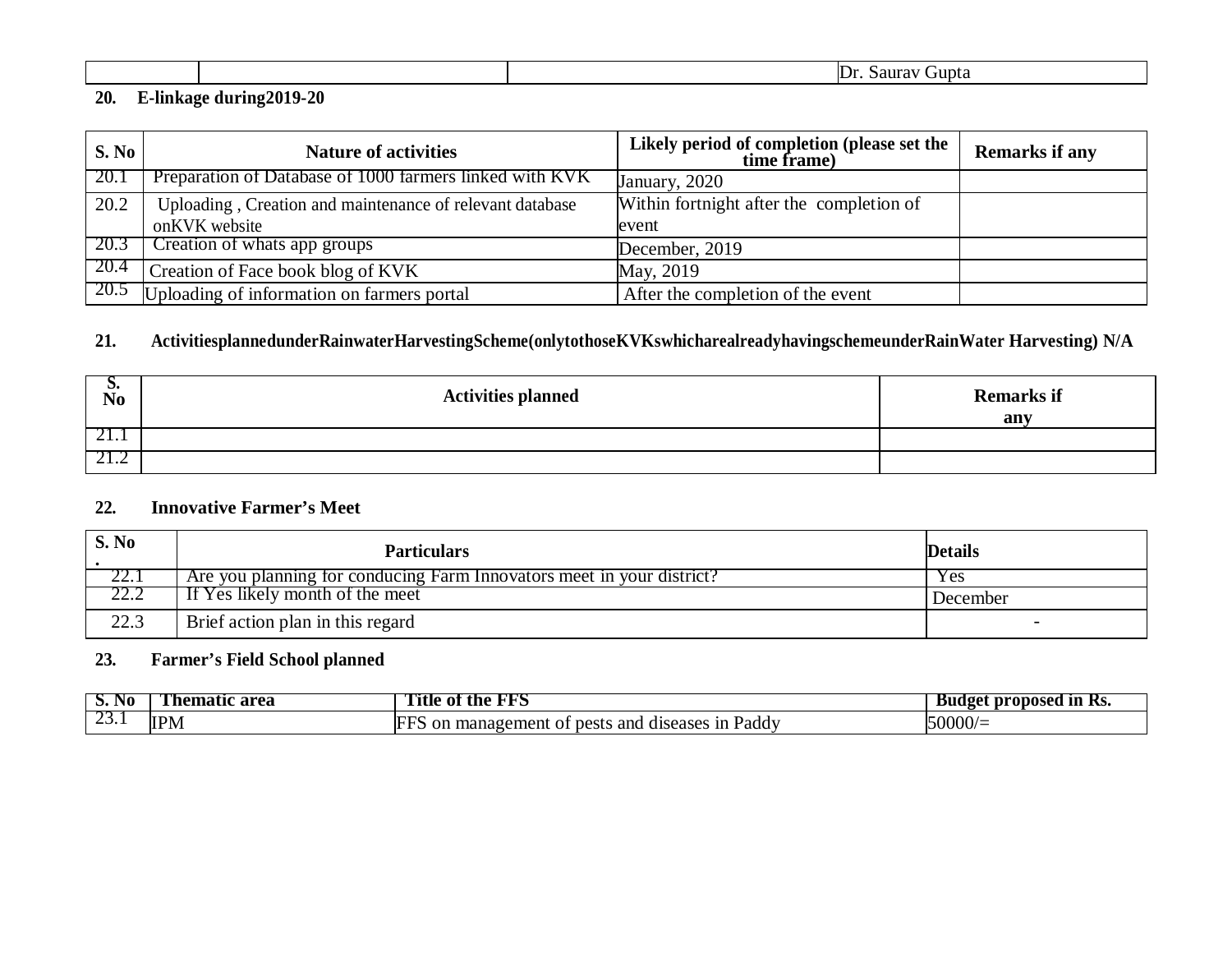| | | | Dr. Saurav Gupta |
|---|---|---|---|

**20. E-linkage during2019-20**

| S. No | Nature of activities | Likely period of completion (please set the time frame) | Remarks if any |
|---|---|---|---|
| 20.1 | Preparation of Database of 1000 farmers linked with KVK | January, 2020 | |
| 20.2 | Uploading , Creation and maintenance of relevant database onKVK website | Within fortnight after the completion of event | |
| 20.3 | Creation of whats app groups | December, 2019 | |
| 20.4 | Creation of Face book blog of KVK | May, 2019 | |
| 20.5 | Uploading of information on farmers portal | After the completion of the event | |

**21. ActivitiesplannedunderRainwaterHarvestingScheme(onlytothoseKVKswhicharealreadyhavingschemeunderRainWater Harvesting) N/A**

| S. No | Activities planned | Remarks if any |
|---|---|---|
| 21.1 | | |
| 21.2 | | |

**22. Innovative Farmer's Meet**

| S. No. | Particulars | Details |
|---|---|---|
| 22.1 | Are you planning for conducing Farm Innovators meet in your district? | Yes |
| 22.2 | If Yes likely month of the meet | December |
| 22.3 | Brief action plan in this regard | - |

**23. Farmer's Field School planned**

| S. No | Thematic area | Title of the FFS | Budget proposed in Rs. |
|---|---|---|---|
| 23.1 | IPM | FFS on management of pests and diseases in Paddy | 50000/= |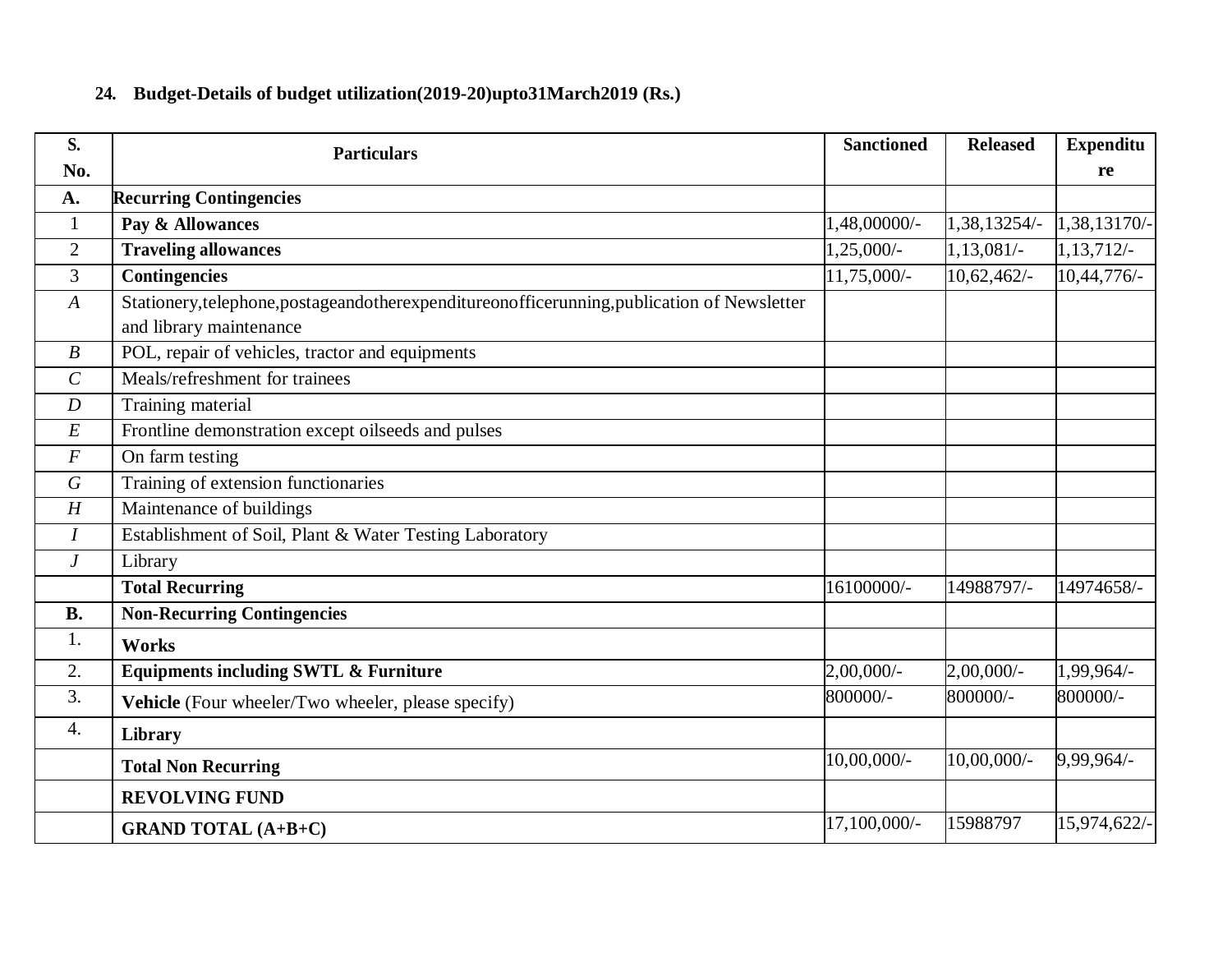**24. Budget-Details of budget utilization(2019-20)upto31March2019 (Rs.)**

| S. No. | Particulars | Sanctioned | Released | Expenditure |
|---|---|---|---|---|
| **A.** | **Recurring Contingencies** | | | |
| 1 | **Pay & Allowances** | 1,48,00000/- | 1,38,13254/- | 1,38,13170/- |
| 2 | **Traveling allowances** | 1,25,000/- | 1,13,081/- | 1,13,712/- |
| 3 | **Contingencies** | 11,75,000/- | 10,62,462/- | 10,44,776/- |
| *A* | Stationery,telephone,postageandotherexpenditureonofficerunning,publication of Newsletter and library maintenance | | | |
| *B* | POL, repair of vehicles, tractor and equipments | | | |
| *C* | Meals/refreshment for trainees | | | |
| *D* | Training material | | | |
| *E* | Frontline demonstration except oilseeds and pulses | | | |
| *F* | On farm testing | | | |
| *G* | Training of extension functionaries | | | |
| *H* | Maintenance of buildings | | | |
| *I* | Establishment of Soil, Plant & Water Testing Laboratory | | | |
| *J* | Library | | | |
| | **Total Recurring** | 16100000/- | 14988797/- | 14974658/- |
| **B.** | **Non-Recurring Contingencies** | | | |
| 1. | **Works** | | | |
| 2. | **Equipments including SWTL & Furniture** | 2,00,000/- | 2,00,000/- | 1,99,964/- |
| 3. | **Vehicle** (Four wheeler/Two wheeler, please specify) | 800000/- | 800000/- | 800000/- |
| 4. | **Library** | | | |
| | **Total Non Recurring** | 10,00,000/- | 10,00,000/- | 9,99,964/- |
| | **REVOLVING FUND** | | | |
| | **GRAND TOTAL (A+B+C)** | 17,100,000/- | 15988797 | 15,974,622/- |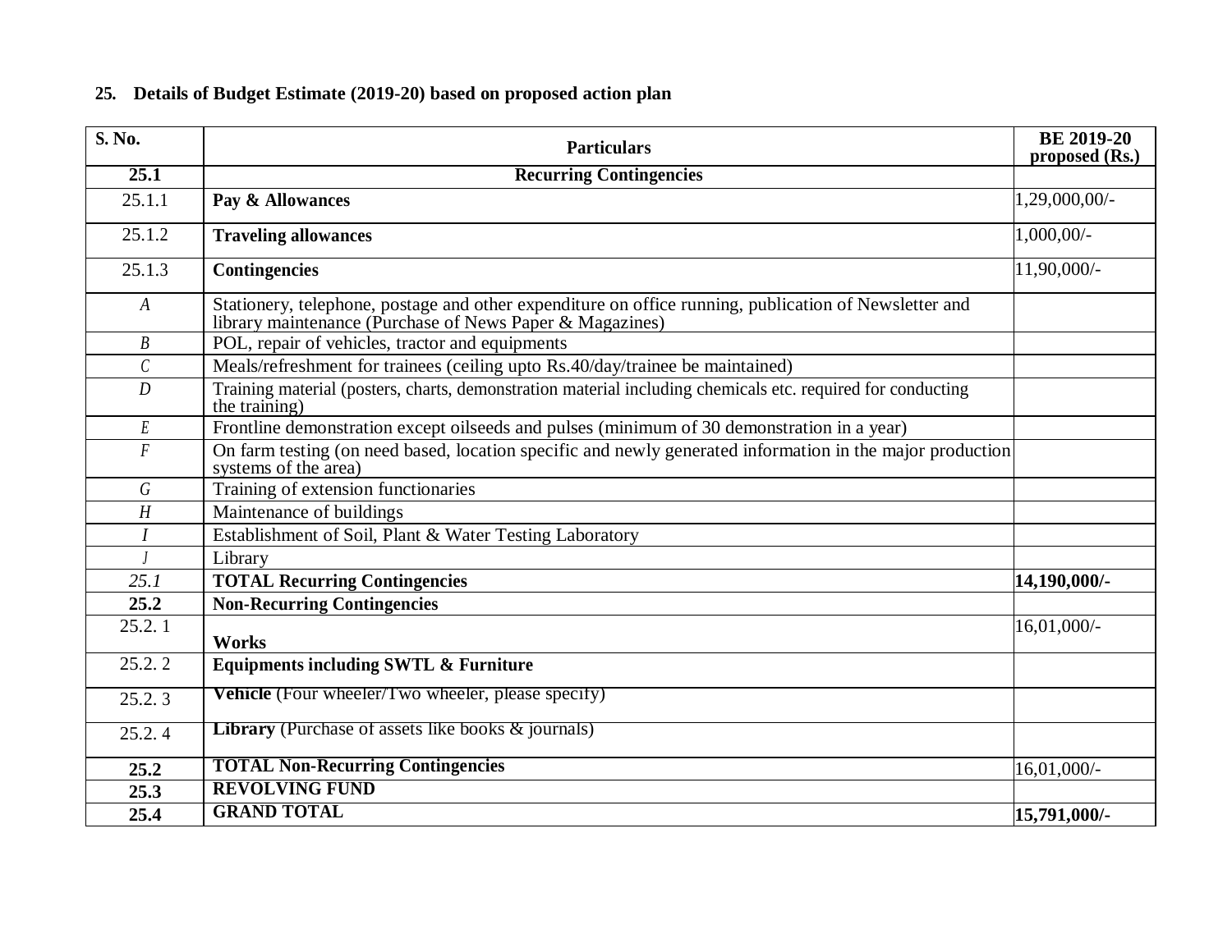**25. Details of Budget Estimate (2019-20) based on proposed action plan**

| S. No. | Particulars | BE 2019-20 proposed (Rs.) |
|---|---|---|
| **25.1** | **Recurring Contingencies** | |
| 25.1.1 | **Pay & Allowances** | 1,29,000,00/- |
| 25.1.2 | **Traveling allowances** | 1,000,00/- |
| 25.1.3 | **Contingencies** | 11,90,000/- |
| *A* | Stationery, telephone, postage and other expenditure on office running, publication of Newsletter and library maintenance (Purchase of News Paper & Magazines) | |
| *B* | POL, repair of vehicles, tractor and equipments | |
| *C* | Meals/refreshment for trainees (ceiling upto Rs.40/day/trainee be maintained) | |
| *D* | Training material (posters, charts, demonstration material including chemicals etc. required for conducting the training) | |
| *E* | Frontline demonstration except oilseeds and pulses (minimum of 30 demonstration in a year) | |
| *F* | On farm testing (on need based, location specific and newly generated information in the major production systems of the area) | |
| *G* | Training of extension functionaries | |
| *H* | Maintenance of buildings | |
| *I* | Establishment of Soil, Plant & Water Testing Laboratory | |
| *J* | Library | |
| *25.1* | **TOTAL Recurring Contingencies** | **14,190,000/-** |
| **25.2** | **Non-Recurring Contingencies** | |
| 25.2. 1 | **Works** | 16,01,000/- |
| 25.2. 2 | **Equipments including SWTL & Furniture** | |
| 25.2. 3 | **Vehicle** (Four wheeler/Two wheeler, please specify) | |
| 25.2. 4 | **Library** (Purchase of assets like books & journals) | |
| **25.2** | **TOTAL Non-Recurring Contingencies** | 16,01,000/- |
| **25.3** | **REVOLVING FUND** | |
| **25.4** | **GRAND TOTAL** | **15,791,000/-** |